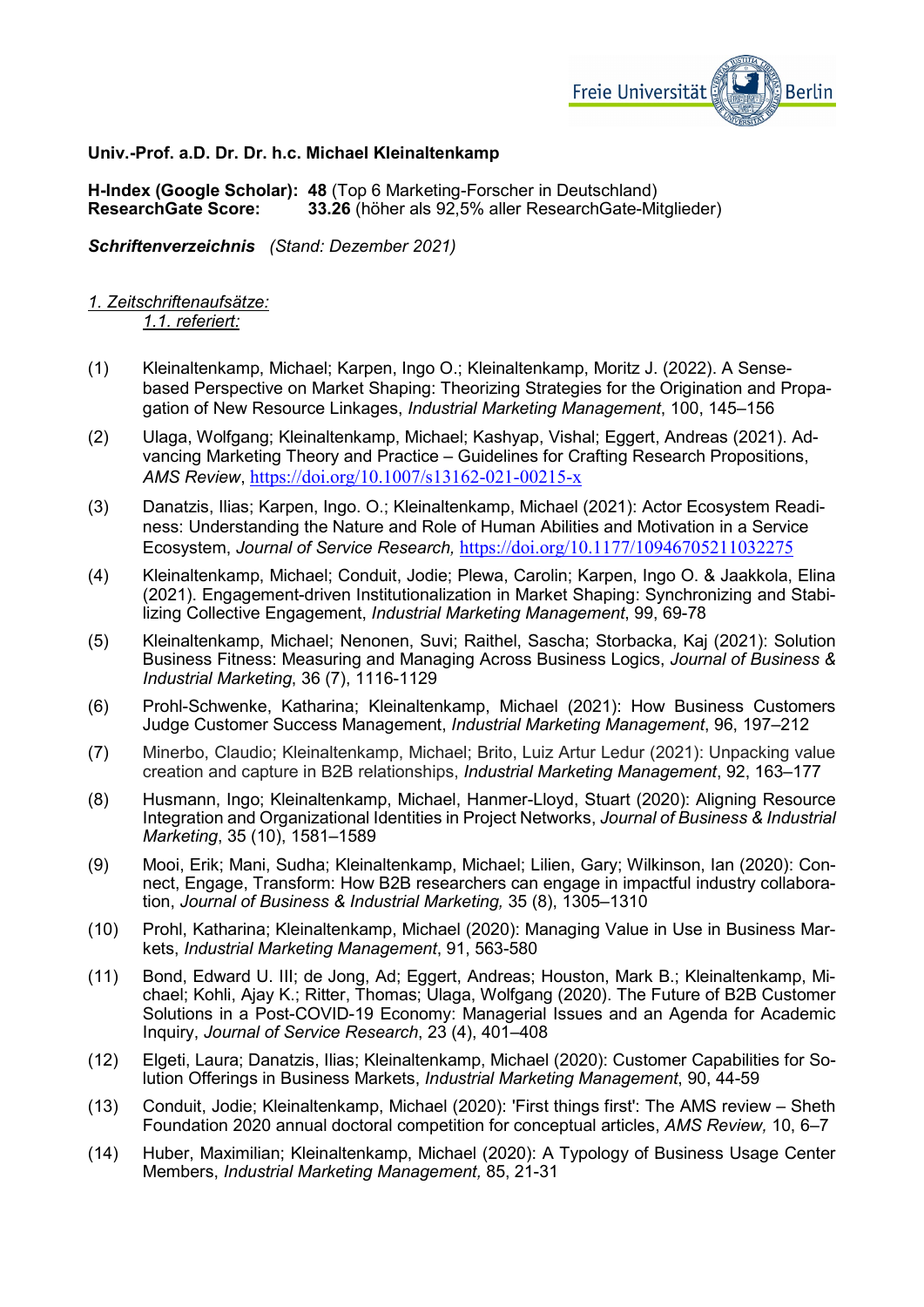**Univ.-Prof. a.D. Dr. Dr. h.c. Michael Kleinaltenkamp**

**H-Index (Google Scholar): 48** (Top 6 Marketing-Forscher in Deutschland)
**ResearchGate Score: 33.26** (höher als 92,5% aller ResearchGate-Mitglieder)

***Schriftenverzeichnis*** *(Stand: Dezember 2021)*

*1. Zeitschriftenaufsätze:*

*1.1. referiert:*

(1) Kleinaltenkamp, Michael; Karpen, Ingo O.; Kleinaltenkamp, Moritz J. (2022). A Sense-based Perspective on Market Shaping: Theorizing Strategies for the Origination and Propagation of New Resource Linkages, *Industrial Marketing Management*, 100, 145–156

(2) Ulaga, Wolfgang; Kleinaltenkamp, Michael; Kashyap, Vishal; Eggert, Andreas (2021). Advancing Marketing Theory and Practice – Guidelines for Crafting Research Propositions, *AMS Review*, https://doi.org/10.1007/s13162-021-00215-x

(3) Danatzis, Ilias; Karpen, Ingo. O.; Kleinaltenkamp, Michael (2021): Actor Ecosystem Readiness: Understanding the Nature and Role of Human Abilities and Motivation in a Service Ecosystem, *Journal of Service Research,* https://doi.org/10.1177/10946705211032275

(4) Kleinaltenkamp, Michael; Conduit, Jodie; Plewa, Carolin; Karpen, Ingo O. & Jaakkola, Elina (2021). Engagement-driven Institutionalization in Market Shaping: Synchronizing and Stabilizing Collective Engagement, *Industrial Marketing Management*, 99, 69-78

(5) Kleinaltenkamp, Michael; Nenonen, Suvi; Raithel, Sascha; Storbacka, Kaj (2021): Solution Business Fitness: Measuring and Managing Across Business Logics, *Journal of Business & Industrial Marketing*, 36 (7), 1116-1129

(6) Prohl-Schwenke, Katharina; Kleinaltenkamp, Michael (2021): How Business Customers Judge Customer Success Management, *Industrial Marketing Management*, 96, 197–212

(7) Minerbo, Claudio; Kleinaltenkamp, Michael; Brito, Luiz Artur Ledur (2021): Unpacking value creation and capture in B2B relationships, *Industrial Marketing Management*, 92, 163–177

(8) Husmann, Ingo; Kleinaltenkamp, Michael, Hanmer-Lloyd, Stuart (2020): Aligning Resource Integration and Organizational Identities in Project Networks, *Journal of Business & Industrial Marketing*, 35 (10), 1581–1589

(9) Mooi, Erik; Mani, Sudha; Kleinaltenkamp, Michael; Lilien, Gary; Wilkinson, Ian (2020): Connect, Engage, Transform: How B2B researchers can engage in impactful industry collaboration, *Journal of Business & Industrial Marketing,* 35 (8), 1305–1310

(10) Prohl, Katharina; Kleinaltenkamp, Michael (2020): Managing Value in Use in Business Markets, *Industrial Marketing Management*, 91, 563-580

(11) Bond, Edward U. III; de Jong, Ad; Eggert, Andreas; Houston, Mark B.; Kleinaltenkamp, Michael; Kohli, Ajay K.; Ritter, Thomas; Ulaga, Wolfgang (2020). The Future of B2B Customer Solutions in a Post-COVID-19 Economy: Managerial Issues and an Agenda for Academic Inquiry, *Journal of Service Research*, 23 (4), 401–408

(12) Elgeti, Laura; Danatzis, Ilias; Kleinaltenkamp, Michael (2020): Customer Capabilities for Solution Offerings in Business Markets, *Industrial Marketing Management*, 90, 44-59

(13) Conduit, Jodie; Kleinaltenkamp, Michael (2020): 'First things first': The AMS review – Sheth Foundation 2020 annual doctoral competition for conceptual articles, *AMS Review,* 10, 6–7

(14) Huber, Maximilian; Kleinaltenkamp, Michael (2020): A Typology of Business Usage Center Members, *Industrial Marketing Management,* 85, 21-31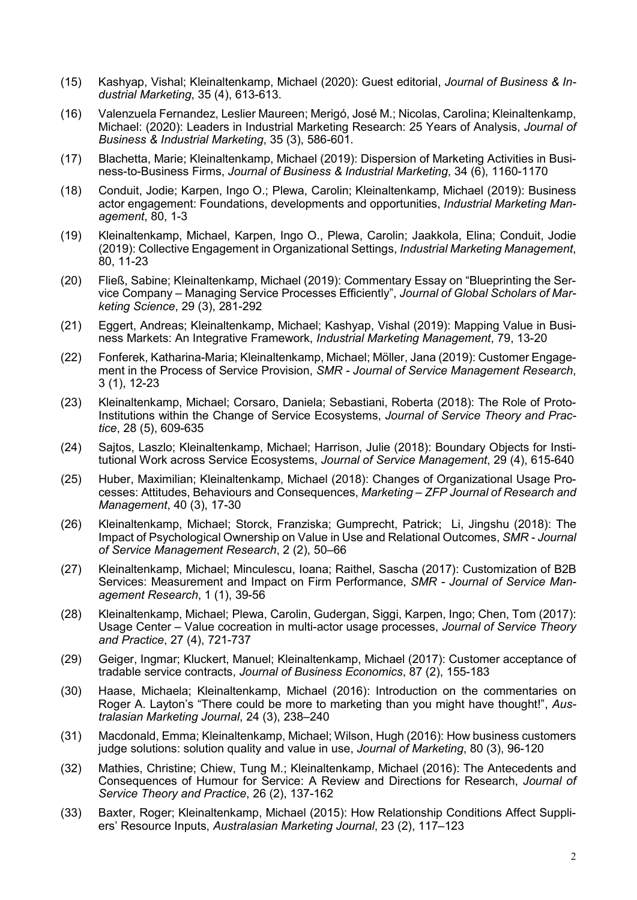(15) Kashyap, Vishal; Kleinaltenkamp, Michael (2020): Guest editorial, *Journal of Business & Industrial Marketing*, 35 (4), 613-613.

(16) Valenzuela Fernandez, Leslier Maureen; Merigó, José M.; Nicolas, Carolina; Kleinaltenkamp, Michael: (2020): Leaders in Industrial Marketing Research: 25 Years of Analysis, *Journal of Business & Industrial Marketing*, 35 (3), 586-601.

(17) Blachetta, Marie; Kleinaltenkamp, Michael (2019): Dispersion of Marketing Activities in Business-to-Business Firms, *Journal of Business & Industrial Marketing*, 34 (6), 1160-1170

(18) Conduit, Jodie; Karpen, Ingo O.; Plewa, Carolin; Kleinaltenkamp, Michael (2019): Business actor engagement: Foundations, developments and opportunities, *Industrial Marketing Management*, 80, 1-3

(19) Kleinaltenkamp, Michael, Karpen, Ingo O., Plewa, Carolin; Jaakkola, Elina; Conduit, Jodie (2019): Collective Engagement in Organizational Settings, *Industrial Marketing Management*, 80, 11-23

(20) Fließ, Sabine; Kleinaltenkamp, Michael (2019): Commentary Essay on "Blueprinting the Service Company – Managing Service Processes Efficiently", *Journal of Global Scholars of Marketing Science*, 29 (3), 281-292

(21) Eggert, Andreas; Kleinaltenkamp, Michael; Kashyap, Vishal (2019): Mapping Value in Business Markets: An Integrative Framework, *Industrial Marketing Management*, 79, 13-20

(22) Fonferek, Katharina-Maria; Kleinaltenkamp, Michael; Möller, Jana (2019): Customer Engagement in the Process of Service Provision, *SMR - Journal of Service Management Research*, 3 (1), 12-23

(23) Kleinaltenkamp, Michael; Corsaro, Daniela; Sebastiani, Roberta (2018): The Role of Proto-Institutions within the Change of Service Ecosystems, *Journal of Service Theory and Practice*, 28 (5), 609-635

(24) Sajtos, Laszlo; Kleinaltenkamp, Michael; Harrison, Julie (2018): Boundary Objects for Institutional Work across Service Ecosystems, *Journal of Service Management*, 29 (4), 615-640

(25) Huber, Maximilian; Kleinaltenkamp, Michael (2018): Changes of Organizational Usage Processes: Attitudes, Behaviours and Consequences, *Marketing – ZFP Journal of Research and Management*, 40 (3), 17-30

(26) Kleinaltenkamp, Michael; Storck, Franziska; Gumprecht, Patrick; Li, Jingshu (2018): The Impact of Psychological Ownership on Value in Use and Relational Outcomes, *SMR - Journal of Service Management Research*, 2 (2), 50–66

(27) Kleinaltenkamp, Michael; Minculescu, Ioana; Raithel, Sascha (2017): Customization of B2B Services: Measurement and Impact on Firm Performance, *SMR - Journal of Service Management Research*, 1 (1), 39-56

(28) Kleinaltenkamp, Michael; Plewa, Carolin, Gudergan, Siggi, Karpen, Ingo; Chen, Tom (2017): Usage Center – Value cocreation in multi-actor usage processes, *Journal of Service Theory and Practice*, 27 (4), 721-737

(29) Geiger, Ingmar; Kluckert, Manuel; Kleinaltenkamp, Michael (2017): Customer acceptance of tradable service contracts, *Journal of Business Economics*, 87 (2), 155-183

(30) Haase, Michaela; Kleinaltenkamp, Michael (2016): Introduction on the commentaries on Roger A. Layton's "There could be more to marketing than you might have thought!", *Australasian Marketing Journal*, 24 (3), 238–240

(31) Macdonald, Emma; Kleinaltenkamp, Michael; Wilson, Hugh (2016): How business customers judge solutions: solution quality and value in use, *Journal of Marketing*, 80 (3), 96-120

(32) Mathies, Christine; Chiew, Tung M.; Kleinaltenkamp, Michael (2016): The Antecedents and Consequences of Humour for Service: A Review and Directions for Research, *Journal of Service Theory and Practice*, 26 (2), 137-162

(33) Baxter, Roger; Kleinaltenkamp, Michael (2015): How Relationship Conditions Affect Suppliers' Resource Inputs, *Australasian Marketing Journal*, 23 (2), 117–123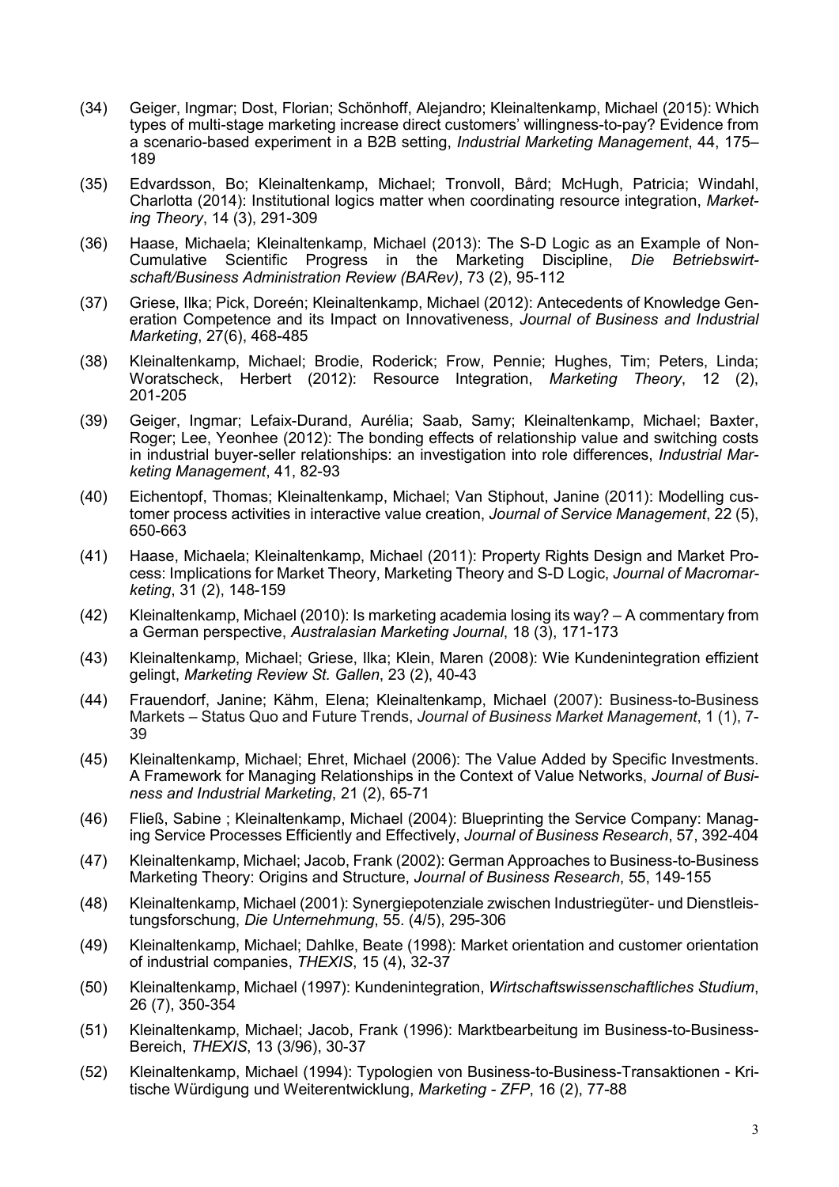(34) Geiger, Ingmar; Dost, Florian; Schönhoff, Alejandro; Kleinaltenkamp, Michael (2015): Which types of multi-stage marketing increase direct customers' willingness-to-pay? Evidence from a scenario-based experiment in a B2B setting, *Industrial Marketing Management*, 44, 175–189

(35) Edvardsson, Bo; Kleinaltenkamp, Michael; Tronvoll, Bård; McHugh, Patricia; Windahl, Charlotta (2014): Institutional logics matter when coordinating resource integration, *Marketing Theory*, 14 (3), 291-309

(36) Haase, Michaela; Kleinaltenkamp, Michael (2013): The S-D Logic as an Example of Non-Cumulative Scientific Progress in the Marketing Discipline, *Die Betriebswirtschaft/Business Administration Review (BARev)*, 73 (2), 95-112

(37) Griese, Ilka; Pick, Doreén; Kleinaltenkamp, Michael (2012): Antecedents of Knowledge Generation Competence and its Impact on Innovativeness, *Journal of Business and Industrial Marketing*, 27(6), 468-485

(38) Kleinaltenkamp, Michael; Brodie, Roderick; Frow, Pennie; Hughes, Tim; Peters, Linda; Woratscheck, Herbert (2012): Resource Integration, *Marketing Theory*, 12 (2), 201-205

(39) Geiger, Ingmar; Lefaix-Durand, Aurélia; Saab, Samy; Kleinaltenkamp, Michael; Baxter, Roger; Lee, Yeonhee (2012): The bonding effects of relationship value and switching costs in industrial buyer-seller relationships: an investigation into role differences, *Industrial Marketing Management*, 41, 82-93

(40) Eichentopf, Thomas; Kleinaltenkamp, Michael; Van Stiphout, Janine (2011): Modelling customer process activities in interactive value creation, *Journal of Service Management*, 22 (5), 650-663

(41) Haase, Michaela; Kleinaltenkamp, Michael (2011): Property Rights Design and Market Process: Implications for Market Theory, Marketing Theory and S-D Logic, *Journal of Macromarketing*, 31 (2), 148-159

(42) Kleinaltenkamp, Michael (2010): Is marketing academia losing its way? – A commentary from a German perspective, *Australasian Marketing Journal*, 18 (3), 171-173

(43) Kleinaltenkamp, Michael; Griese, Ilka; Klein, Maren (2008): Wie Kundenintegration effizient gelingt, *Marketing Review St. Gallen*, 23 (2), 40-43

(44) Frauendorf, Janine; Kähm, Elena; Kleinaltenkamp, Michael (2007): Business-to-Business Markets – Status Quo and Future Trends, *Journal of Business Market Management*, 1 (1), 7-39

(45) Kleinaltenkamp, Michael; Ehret, Michael (2006): The Value Added by Specific Investments. A Framework for Managing Relationships in the Context of Value Networks, *Journal of Business and Industrial Marketing*, 21 (2), 65-71

(46) Fließ, Sabine ; Kleinaltenkamp, Michael (2004): Blueprinting the Service Company: Managing Service Processes Efficiently and Effectively, *Journal of Business Research*, 57, 392-404

(47) Kleinaltenkamp, Michael; Jacob, Frank (2002): German Approaches to Business-to-Business Marketing Theory: Origins and Structure, *Journal of Business Research*, 55, 149-155

(48) Kleinaltenkamp, Michael (2001): Synergiepotenziale zwischen Industriegüter- und Dienstleistungsforschung, *Die Unternehmung*, 55. (4/5), 295-306

(49) Kleinaltenkamp, Michael; Dahlke, Beate (1998): Market orientation and customer orientation of industrial companies, *THEXIS*, 15 (4), 32-37

(50) Kleinaltenkamp, Michael (1997): Kundenintegration, *Wirtschaftswissenschaftliches Studium*, 26 (7), 350-354

(51) Kleinaltenkamp, Michael; Jacob, Frank (1996): Marktbearbeitung im Business-to-Business-Bereich, *THEXIS*, 13 (3/96), 30-37

(52) Kleinaltenkamp, Michael (1994): Typologien von Business-to-Business-Transaktionen - Kritische Würdigung und Weiterentwicklung, *Marketing - ZFP*, 16 (2), 77-88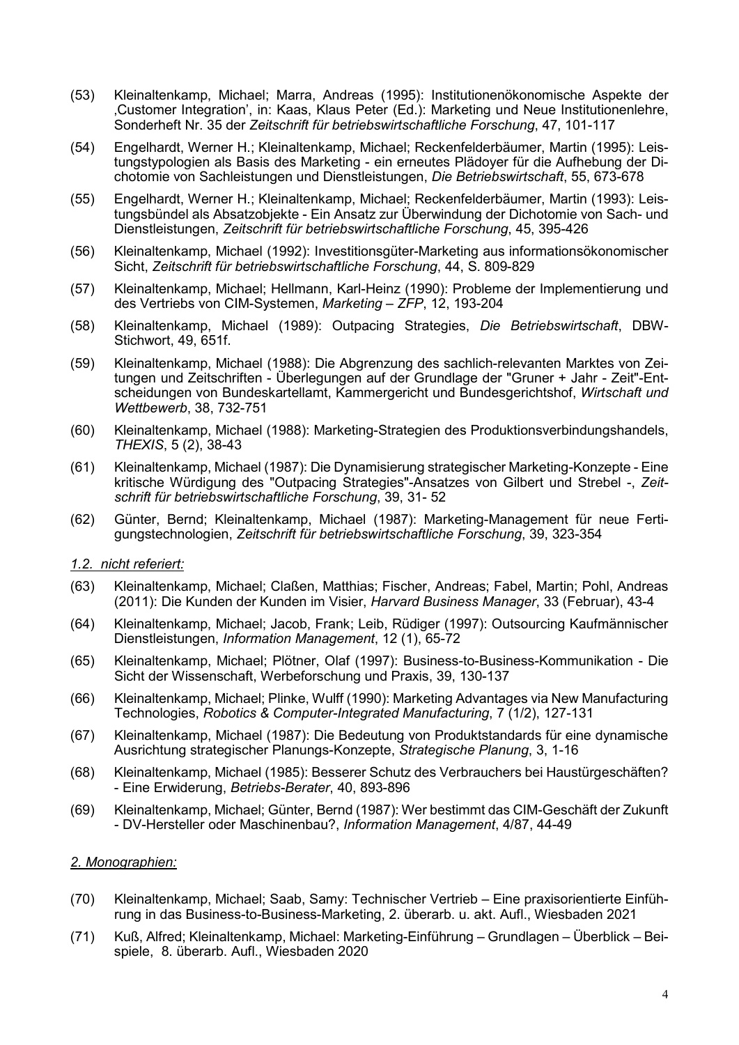(53) Kleinaltenkamp, Michael; Marra, Andreas (1995): Institutionenökonomische Aspekte der ‚Customer Integration', in: Kaas, Klaus Peter (Ed.): Marketing und Neue Institutionenlehre, Sonderheft Nr. 35 der *Zeitschrift für betriebswirtschaftliche Forschung*, 47, 101-117

(54) Engelhardt, Werner H.; Kleinaltenkamp, Michael; Reckenfelderbäumer, Martin (1995): Leistungstypologien als Basis des Marketing - ein erneutes Plädoyer für die Aufhebung der Dichotomie von Sachleistungen und Dienstleistungen, *Die Betriebswirtschaft*, 55, 673-678

(55) Engelhardt, Werner H.; Kleinaltenkamp, Michael; Reckenfelderbäumer, Martin (1993): Leistungsbündel als Absatzobjekte - Ein Ansatz zur Überwindung der Dichotomie von Sach- und Dienstleistungen, *Zeitschrift für betriebswirtschaftliche Forschung*, 45, 395-426

(56) Kleinaltenkamp, Michael (1992): Investitionsgüter-Marketing aus informationsökonomischer Sicht, *Zeitschrift für betriebswirtschaftliche Forschung*, 44, S. 809-829

(57) Kleinaltenkamp, Michael; Hellmann, Karl-Heinz (1990): Probleme der Implementierung und des Vertriebs von CIM-Systemen, *Marketing – ZFP*, 12, 193-204

(58) Kleinaltenkamp, Michael (1989): Outpacing Strategies, *Die Betriebswirtschaft*, DBW-Stichwort, 49, 651f.

(59) Kleinaltenkamp, Michael (1988): Die Abgrenzung des sachlich-relevanten Marktes von Zeitungen und Zeitschriften - Überlegungen auf der Grundlage der "Gruner + Jahr - Zeit"-Entscheidungen von Bundeskartellamt, Kammergericht und Bundesgerichtshof, *Wirtschaft und Wettbewerb*, 38, 732-751

(60) Kleinaltenkamp, Michael (1988): Marketing-Strategien des Produktionsverbindungshandels, *THEXIS*, 5 (2), 38-43

(61) Kleinaltenkamp, Michael (1987): Die Dynamisierung strategischer Marketing-Konzepte - Eine kritische Würdigung des "Outpacing Strategies"-Ansatzes von Gilbert und Strebel -, *Zeitschrift für betriebswirtschaftliche Forschung*, 39, 31- 52

(62) Günter, Bernd; Kleinaltenkamp, Michael (1987): Marketing-Management für neue Fertigungstechnologien, *Zeitschrift für betriebswirtschaftliche Forschung*, 39, 323-354

*1.2. nicht referiert:*

(63) Kleinaltenkamp, Michael; Claßen, Matthias; Fischer, Andreas; Fabel, Martin; Pohl, Andreas (2011): Die Kunden der Kunden im Visier, *Harvard Business Manager*, 33 (Februar), 43-4

(64) Kleinaltenkamp, Michael; Jacob, Frank; Leib, Rüdiger (1997): Outsourcing Kaufmännischer Dienstleistungen, *Information Management*, 12 (1), 65-72

(65) Kleinaltenkamp, Michael; Plötner, Olaf (1997): Business-to-Business-Kommunikation - Die Sicht der Wissenschaft, Werbeforschung und Praxis, 39, 130-137

(66) Kleinaltenkamp, Michael; Plinke, Wulff (1990): Marketing Advantages via New Manufacturing Technologies, *Robotics & Computer-Integrated Manufacturing*, 7 (1/2), 127-131

(67) Kleinaltenkamp, Michael (1987): Die Bedeutung von Produktstandards für eine dynamische Ausrichtung strategischer Planungs-Konzepte, *Strategische Planung*, 3, 1-16

(68) Kleinaltenkamp, Michael (1985): Besserer Schutz des Verbrauchers bei Haustürgeschäften? - Eine Erwiderung, *Betriebs-Berater*, 40, 893-896

(69) Kleinaltenkamp, Michael; Günter, Bernd (1987): Wer bestimmt das CIM-Geschäft der Zukunft - DV-Hersteller oder Maschinenbau?, *Information Management*, 4/87, 44-49

*2. Monographien:*

(70) Kleinaltenkamp, Michael; Saab, Samy: Technischer Vertrieb – Eine praxisorientierte Einführung in das Business-to-Business-Marketing, 2. überarb. u. akt. Aufl., Wiesbaden 2021

(71) Kuß, Alfred; Kleinaltenkamp, Michael: Marketing-Einführung – Grundlagen – Überblick – Beispiele, 8. überarb. Aufl., Wiesbaden 2020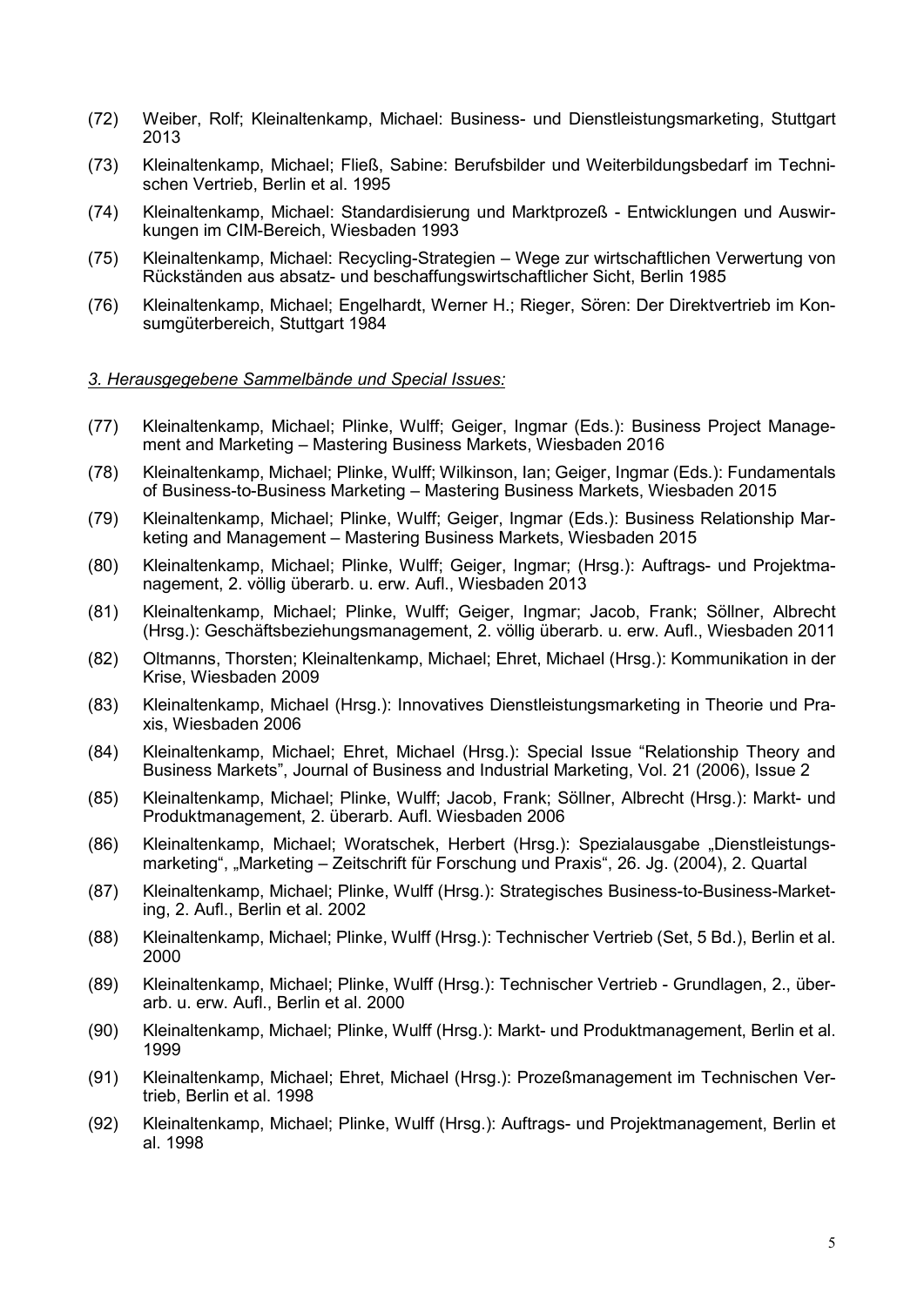(72) Weiber, Rolf; Kleinaltenkamp, Michael: Business- und Dienstleistungsmarketing, Stuttgart 2013

(73) Kleinaltenkamp, Michael; Fließ, Sabine: Berufsbilder und Weiterbildungsbedarf im Technischen Vertrieb, Berlin et al. 1995

(74) Kleinaltenkamp, Michael: Standardisierung und Marktprozeß - Entwicklungen und Auswirkungen im CIM-Bereich, Wiesbaden 1993

(75) Kleinaltenkamp, Michael: Recycling-Strategien – Wege zur wirtschaftlichen Verwertung von Rückständen aus absatz- und beschaffungswirtschaftlicher Sicht, Berlin 1985

(76) Kleinaltenkamp, Michael; Engelhardt, Werner H.; Rieger, Sören: Der Direktvertrieb im Konsumgüterbereich, Stuttgart 1984

*3. Herausgegebene Sammelbände und Special Issues:*

(77) Kleinaltenkamp, Michael; Plinke, Wulff; Geiger, Ingmar (Eds.): Business Project Management and Marketing – Mastering Business Markets, Wiesbaden 2016

(78) Kleinaltenkamp, Michael; Plinke, Wulff; Wilkinson, Ian; Geiger, Ingmar (Eds.): Fundamentals of Business-to-Business Marketing – Mastering Business Markets, Wiesbaden 2015

(79) Kleinaltenkamp, Michael; Plinke, Wulff; Geiger, Ingmar (Eds.): Business Relationship Marketing and Management – Mastering Business Markets, Wiesbaden 2015

(80) Kleinaltenkamp, Michael; Plinke, Wulff; Geiger, Ingmar; (Hrsg.): Auftrags- und Projektmanagement, 2. völlig überarb. u. erw. Aufl., Wiesbaden 2013

(81) Kleinaltenkamp, Michael; Plinke, Wulff; Geiger, Ingmar; Jacob, Frank; Söllner, Albrecht (Hrsg.): Geschäftsbeziehungsmanagement, 2. völlig überarb. u. erw. Aufl., Wiesbaden 2011

(82) Oltmanns, Thorsten; Kleinaltenkamp, Michael; Ehret, Michael (Hrsg.): Kommunikation in der Krise, Wiesbaden 2009

(83) Kleinaltenkamp, Michael (Hrsg.): Innovatives Dienstleistungsmarketing in Theorie und Praxis, Wiesbaden 2006

(84) Kleinaltenkamp, Michael; Ehret, Michael (Hrsg.): Special Issue "Relationship Theory and Business Markets", Journal of Business and Industrial Marketing, Vol. 21 (2006), Issue 2

(85) Kleinaltenkamp, Michael; Plinke, Wulff; Jacob, Frank; Söllner, Albrecht (Hrsg.): Markt- und Produktmanagement, 2. überarb. Aufl. Wiesbaden 2006

(86) Kleinaltenkamp, Michael; Woratschek, Herbert (Hrsg.): Spezialausgabe „Dienstleistungsmarketing", „Marketing – Zeitschrift für Forschung und Praxis", 26. Jg. (2004), 2. Quartal

(87) Kleinaltenkamp, Michael; Plinke, Wulff (Hrsg.): Strategisches Business-to-Business-Marketing, 2. Aufl., Berlin et al. 2002

(88) Kleinaltenkamp, Michael; Plinke, Wulff (Hrsg.): Technischer Vertrieb (Set, 5 Bd.), Berlin et al. 2000

(89) Kleinaltenkamp, Michael; Plinke, Wulff (Hrsg.): Technischer Vertrieb - Grundlagen, 2., überarb. u. erw. Aufl., Berlin et al. 2000

(90) Kleinaltenkamp, Michael; Plinke, Wulff (Hrsg.): Markt- und Produktmanagement, Berlin et al. 1999

(91) Kleinaltenkamp, Michael; Ehret, Michael (Hrsg.): Prozeßmanagement im Technischen Vertrieb, Berlin et al. 1998

(92) Kleinaltenkamp, Michael; Plinke, Wulff (Hrsg.): Auftrags- und Projektmanagement, Berlin et al. 1998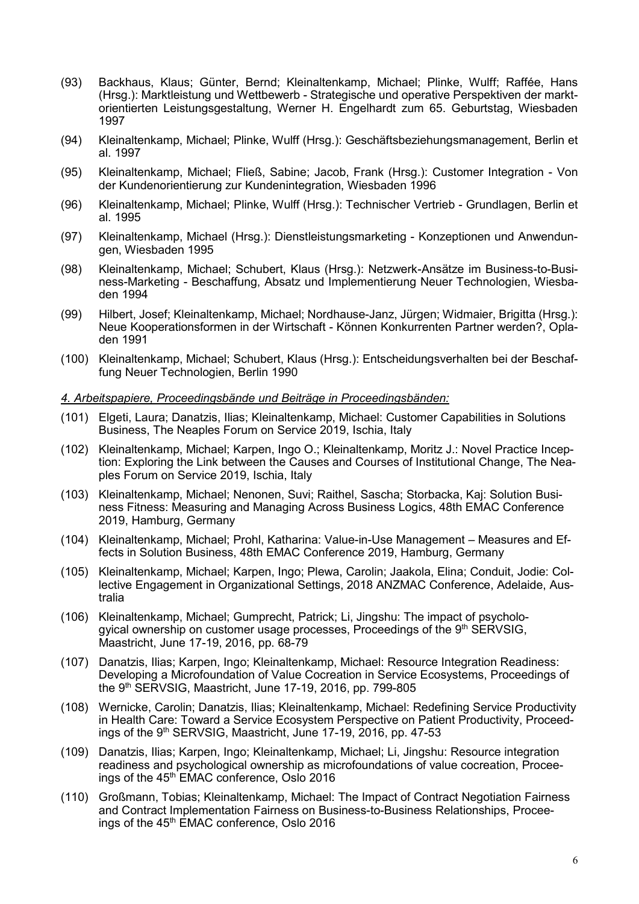(93) Backhaus, Klaus; Günter, Bernd; Kleinaltenkamp, Michael; Plinke, Wulff; Raffée, Hans (Hrsg.): Marktleistung und Wettbewerb - Strategische und operative Perspektiven der marktorientierten Leistungsgestaltung, Werner H. Engelhardt zum 65. Geburtstag, Wiesbaden 1997

(94) Kleinaltenkamp, Michael; Plinke, Wulff (Hrsg.): Geschäftsbeziehungsmanagement, Berlin et al. 1997

(95) Kleinaltenkamp, Michael; Fließ, Sabine; Jacob, Frank (Hrsg.): Customer Integration - Von der Kundenorientierung zur Kundenintegration, Wiesbaden 1996

(96) Kleinaltenkamp, Michael; Plinke, Wulff (Hrsg.): Technischer Vertrieb - Grundlagen, Berlin et al. 1995

(97) Kleinaltenkamp, Michael (Hrsg.): Dienstleistungsmarketing - Konzeptionen und Anwendungen, Wiesbaden 1995

(98) Kleinaltenkamp, Michael; Schubert, Klaus (Hrsg.): Netzwerk-Ansätze im Business-to-Business-Marketing - Beschaffung, Absatz und Implementierung Neuer Technologien, Wiesbaden 1994

(99) Hilbert, Josef; Kleinaltenkamp, Michael; Nordhause-Janz, Jürgen; Widmaier, Brigitta (Hrsg.): Neue Kooperationsformen in der Wirtschaft - Können Konkurrenten Partner werden?, Opladen 1991

(100) Kleinaltenkamp, Michael; Schubert, Klaus (Hrsg.): Entscheidungsverhalten bei der Beschaffung Neuer Technologien, Berlin 1990

*4. Arbeitspapiere, Proceedingsbände und Beiträge in Proceedingsbänden:*

(101) Elgeti, Laura; Danatzis, Ilias; Kleinaltenkamp, Michael: Customer Capabilities in Solutions Business, The Neaples Forum on Service 2019, Ischia, Italy

(102) Kleinaltenkamp, Michael; Karpen, Ingo O.; Kleinaltenkamp, Moritz J.: Novel Practice Inception: Exploring the Link between the Causes and Courses of Institutional Change, The Neaples Forum on Service 2019, Ischia, Italy

(103) Kleinaltenkamp, Michael; Nenonen, Suvi; Raithel, Sascha; Storbacka, Kaj: Solution Business Fitness: Measuring and Managing Across Business Logics, 48th EMAC Conference 2019, Hamburg, Germany

(104) Kleinaltenkamp, Michael; Prohl, Katharina: Value-in-Use Management – Measures and Effects in Solution Business, 48th EMAC Conference 2019, Hamburg, Germany

(105) Kleinaltenkamp, Michael; Karpen, Ingo; Plewa, Carolin; Jaakola, Elina; Conduit, Jodie: Collective Engagement in Organizational Settings, 2018 ANZMAC Conference, Adelaide, Australia

(106) Kleinaltenkamp, Michael; Gumprecht, Patrick; Li, Jingshu: The impact of psychologyical ownership on customer usage processes, Proceedings of the 9th SERVSIG, Maastricht, June 17-19, 2016, pp. 68-79

(107) Danatzis, Ilias; Karpen, Ingo; Kleinaltenkamp, Michael: Resource Integration Readiness: Developing a Microfoundation of Value Cocreation in Service Ecosystems, Proceedings of the 9th SERVSIG, Maastricht, June 17-19, 2016, pp. 799-805

(108) Wernicke, Carolin; Danatzis, Ilias; Kleinaltenkamp, Michael: Redefining Service Productivity in Health Care: Toward a Service Ecosystem Perspective on Patient Productivity, Proceedings of the 9th SERVSIG, Maastricht, June 17-19, 2016, pp. 47-53

(109) Danatzis, Ilias; Karpen, Ingo; Kleinaltenkamp, Michael; Li, Jingshu: Resource integration readiness and psychological ownership as microfoundations of value cocreation, Proceeings of the 45th EMAC conference, Oslo 2016

(110) Großmann, Tobias; Kleinaltenkamp, Michael: The Impact of Contract Negotiation Fairness and Contract Implementation Fairness on Business-to-Business Relationships, Proceeings of the 45th EMAC conference, Oslo 2016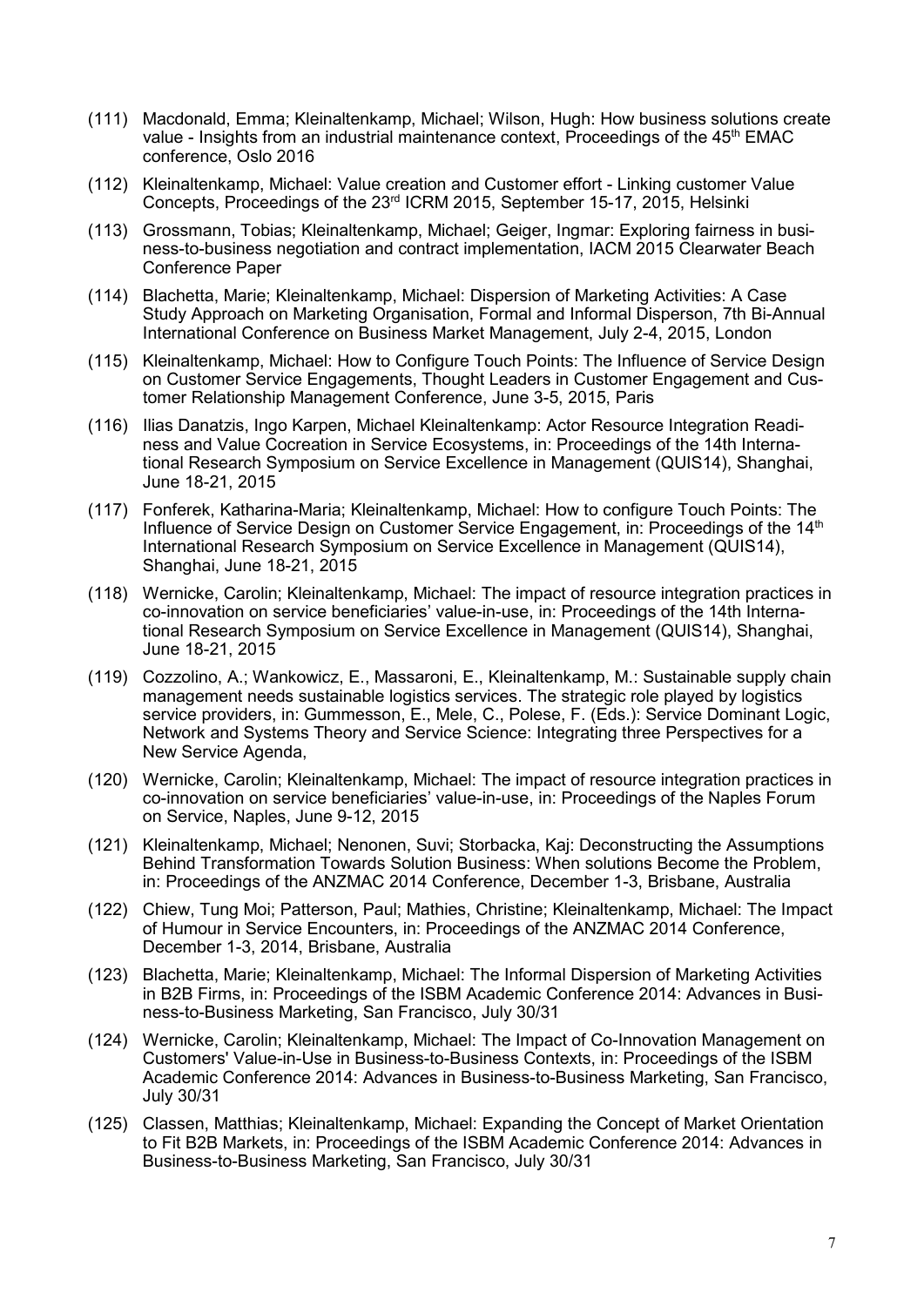(111) Macdonald, Emma; Kleinaltenkamp, Michael; Wilson, Hugh: How business solutions create value - Insights from an industrial maintenance context, Proceedings of the 45th EMAC conference, Oslo 2016

(112) Kleinaltenkamp, Michael: Value creation and Customer effort - Linking customer Value Concepts, Proceedings of the 23rd ICRM 2015, September 15-17, 2015, Helsinki

(113) Grossmann, Tobias; Kleinaltenkamp, Michael; Geiger, Ingmar: Exploring fairness in business-to-business negotiation and contract implementation, IACM 2015 Clearwater Beach Conference Paper

(114) Blachetta, Marie; Kleinaltenkamp, Michael: Dispersion of Marketing Activities: A Case Study Approach on Marketing Organisation, Formal and Informal Disperson, 7th Bi-Annual International Conference on Business Market Management, July 2-4, 2015, London

(115) Kleinaltenkamp, Michael: How to Configure Touch Points: The Influence of Service Design on Customer Service Engagements, Thought Leaders in Customer Engagement and Customer Relationship Management Conference, June 3-5, 2015, Paris

(116) Ilias Danatzis, Ingo Karpen, Michael Kleinaltenkamp: Actor Resource Integration Readiness and Value Cocreation in Service Ecosystems, in: Proceedings of the 14th International Research Symposium on Service Excellence in Management (QUIS14), Shanghai, June 18-21, 2015

(117) Fonferek, Katharina-Maria; Kleinaltenkamp, Michael: How to configure Touch Points: The Influence of Service Design on Customer Service Engagement, in: Proceedings of the 14th International Research Symposium on Service Excellence in Management (QUIS14), Shanghai, June 18-21, 2015

(118) Wernicke, Carolin; Kleinaltenkamp, Michael: The impact of resource integration practices in co-innovation on service beneficiaries' value-in-use, in: Proceedings of the 14th International Research Symposium on Service Excellence in Management (QUIS14), Shanghai, June 18-21, 2015

(119) Cozzolino, A.; Wankowicz, E., Massaroni, E., Kleinaltenkamp, M.: Sustainable supply chain management needs sustainable logistics services. The strategic role played by logistics service providers, in: Gummesson, E., Mele, C., Polese, F. (Eds.): Service Dominant Logic, Network and Systems Theory and Service Science: Integrating three Perspectives for a New Service Agenda,

(120) Wernicke, Carolin; Kleinaltenkamp, Michael: The impact of resource integration practices in co-innovation on service beneficiaries' value-in-use, in: Proceedings of the Naples Forum on Service, Naples, June 9-12, 2015

(121) Kleinaltenkamp, Michael; Nenonen, Suvi; Storbacka, Kaj: Deconstructing the Assumptions Behind Transformation Towards Solution Business: When solutions Become the Problem, in: Proceedings of the ANZMAC 2014 Conference, December 1-3, Brisbane, Australia

(122) Chiew, Tung Moi; Patterson, Paul; Mathies, Christine; Kleinaltenkamp, Michael: The Impact of Humour in Service Encounters, in: Proceedings of the ANZMAC 2014 Conference, December 1-3, 2014, Brisbane, Australia

(123) Blachetta, Marie; Kleinaltenkamp, Michael: The Informal Dispersion of Marketing Activities in B2B Firms, in: Proceedings of the ISBM Academic Conference 2014: Advances in Business-to-Business Marketing, San Francisco, July 30/31

(124) Wernicke, Carolin; Kleinaltenkamp, Michael: The Impact of Co-Innovation Management on Customers' Value-in-Use in Business-to-Business Contexts, in: Proceedings of the ISBM Academic Conference 2014: Advances in Business-to-Business Marketing, San Francisco, July 30/31

(125) Classen, Matthias; Kleinaltenkamp, Michael: Expanding the Concept of Market Orientation to Fit B2B Markets, in: Proceedings of the ISBM Academic Conference 2014: Advances in Business-to-Business Marketing, San Francisco, July 30/31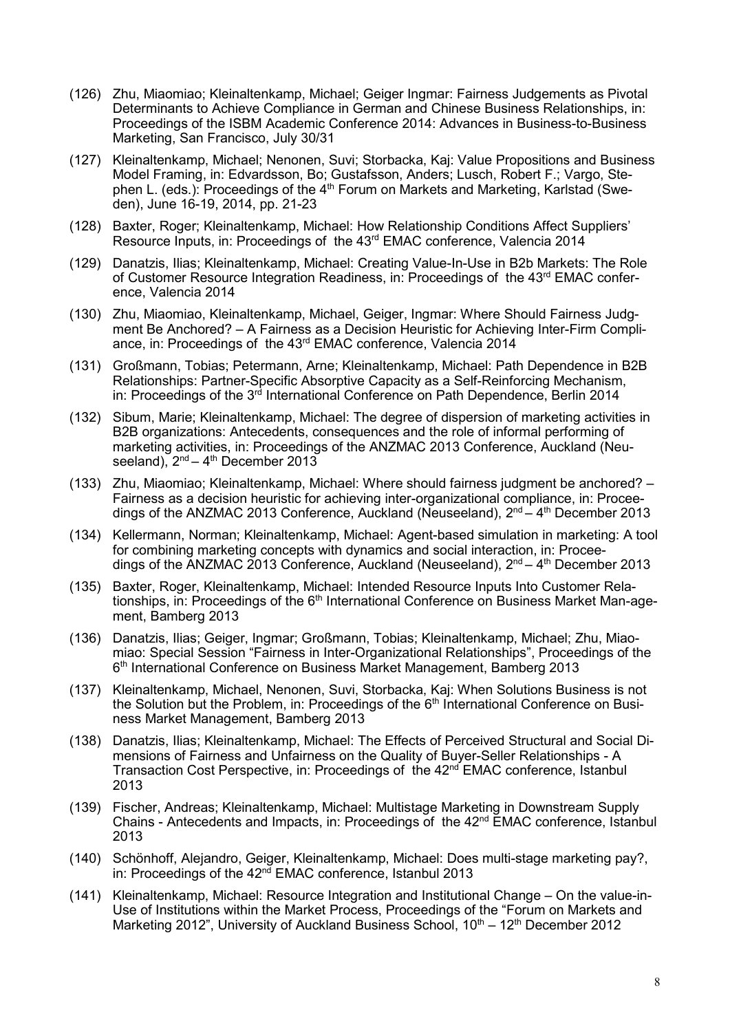(126) Zhu, Miaomiao; Kleinaltenkamp, Michael; Geiger Ingmar: Fairness Judgements as Pivotal Determinants to Achieve Compliance in German and Chinese Business Relationships, in: Proceedings of the ISBM Academic Conference 2014: Advances in Business-to-Business Marketing, San Francisco, July 30/31

(127) Kleinaltenkamp, Michael; Nenonen, Suvi; Storbacka, Kaj: Value Propositions and Business Model Framing, in: Edvardsson, Bo; Gustafsson, Anders; Lusch, Robert F.; Vargo, Stephen L. (eds.): Proceedings of the 4th Forum on Markets and Marketing, Karlstad (Sweden), June 16-19, 2014, pp. 21-23

(128) Baxter, Roger; Kleinaltenkamp, Michael: How Relationship Conditions Affect Suppliers' Resource Inputs, in: Proceedings of the 43rd EMAC conference, Valencia 2014

(129) Danatzis, Ilias; Kleinaltenkamp, Michael: Creating Value-In-Use in B2b Markets: The Role of Customer Resource Integration Readiness, in: Proceedings of the 43rd EMAC conference, Valencia 2014

(130) Zhu, Miaomiao, Kleinaltenkamp, Michael, Geiger, Ingmar: Where Should Fairness Judgment Be Anchored? – A Fairness as a Decision Heuristic for Achieving Inter-Firm Compliance, in: Proceedings of the 43rd EMAC conference, Valencia 2014

(131) Großmann, Tobias; Petermann, Arne; Kleinaltenkamp, Michael: Path Dependence in B2B Relationships: Partner-Specific Absorptive Capacity as a Self-Reinforcing Mechanism, in: Proceedings of the 3rd International Conference on Path Dependence, Berlin 2014

(132) Sibum, Marie; Kleinaltenkamp, Michael: The degree of dispersion of marketing activities in B2B organizations: Antecedents, consequences and the role of informal performing of marketing activities, in: Proceedings of the ANZMAC 2013 Conference, Auckland (Neuseeland), 2nd – 4th December 2013

(133) Zhu, Miaomiao; Kleinaltenkamp, Michael: Where should fairness judgment be anchored? – Fairness as a decision heuristic for achieving inter-organizational compliance, in: Proceedings of the ANZMAC 2013 Conference, Auckland (Neuseeland), 2nd – 4th December 2013

(134) Kellermann, Norman; Kleinaltenkamp, Michael: Agent-based simulation in marketing: A tool for combining marketing concepts with dynamics and social interaction, in: Proceedings of the ANZMAC 2013 Conference, Auckland (Neuseeland), 2nd – 4th December 2013

(135) Baxter, Roger, Kleinaltenkamp, Michael: Intended Resource Inputs Into Customer Relationships, in: Proceedings of the 6th International Conference on Business Market Man-agement, Bamberg 2013

(136) Danatzis, Ilias; Geiger, Ingmar; Großmann, Tobias; Kleinaltenkamp, Michael; Zhu, Miaomiao: Special Session "Fairness in Inter-Organizational Relationships", Proceedings of the 6th International Conference on Business Market Management, Bamberg 2013

(137) Kleinaltenkamp, Michael, Nenonen, Suvi, Storbacka, Kaj: When Solutions Business is not the Solution but the Problem, in: Proceedings of the 6th International Conference on Business Market Management, Bamberg 2013

(138) Danatzis, Ilias; Kleinaltenkamp, Michael: The Effects of Perceived Structural and Social Dimensions of Fairness and Unfairness on the Quality of Buyer-Seller Relationships - A Transaction Cost Perspective, in: Proceedings of the 42nd EMAC conference, Istanbul 2013

(139) Fischer, Andreas; Kleinaltenkamp, Michael: Multistage Marketing in Downstream Supply Chains - Antecedents and Impacts, in: Proceedings of the 42nd EMAC conference, Istanbul 2013

(140) Schönhoff, Alejandro, Geiger, Kleinaltenkamp, Michael: Does multi-stage marketing pay?, in: Proceedings of the 42nd EMAC conference, Istanbul 2013

(141) Kleinaltenkamp, Michael: Resource Integration and Institutional Change – On the value-in-Use of Institutions within the Market Process, Proceedings of the "Forum on Markets and Marketing 2012", University of Auckland Business School, 10th – 12th December 2012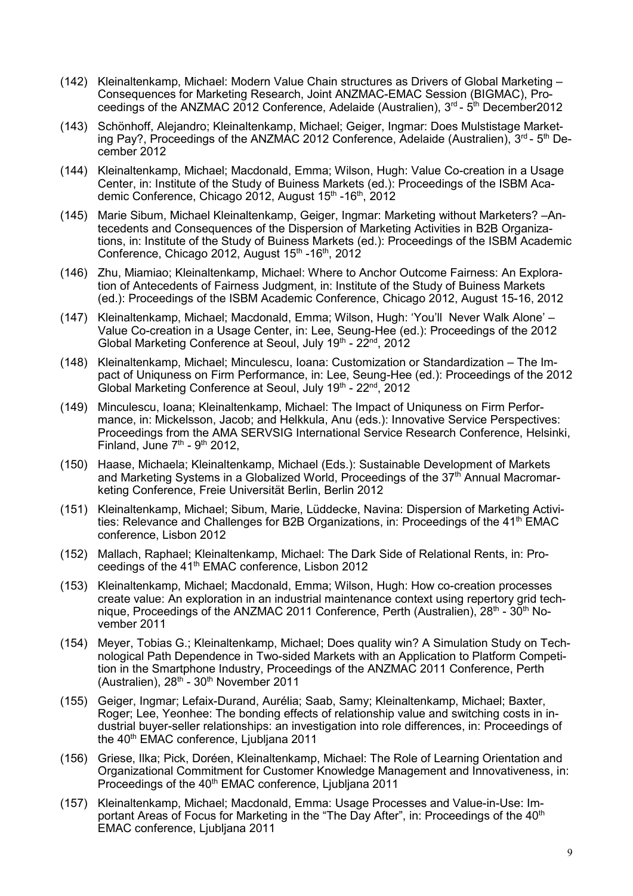(142) Kleinaltenkamp, Michael: Modern Value Chain structures as Drivers of Global Marketing – Consequences for Marketing Research, Joint ANZMAC-EMAC Session (BIGMAC), Proceedings of the ANZMAC 2012 Conference, Adelaide (Australien), 3rd - 5th December2012

(143) Schönhoff, Alejandro; Kleinaltenkamp, Michael; Geiger, Ingmar: Does Mulstistage Marketing Pay?, Proceedings of the ANZMAC 2012 Conference, Adelaide (Australien), 3rd - 5th December 2012

(144) Kleinaltenkamp, Michael; Macdonald, Emma; Wilson, Hugh: Value Co-creation in a Usage Center, in: Institute of the Study of Buiness Markets (ed.): Proceedings of the ISBM Academic Conference, Chicago 2012, August 15th -16th, 2012

(145) Marie Sibum, Michael Kleinaltenkamp, Geiger, Ingmar: Marketing without Marketers? –Antecedents and Consequences of the Dispersion of Marketing Activities in B2B Organizations, in: Institute of the Study of Buiness Markets (ed.): Proceedings of the ISBM Academic Conference, Chicago 2012, August 15th -16th, 2012

(146) Zhu, Miamiao; Kleinaltenkamp, Michael: Where to Anchor Outcome Fairness: An Exploration of Antecedents of Fairness Judgment, in: Institute of the Study of Buiness Markets (ed.): Proceedings of the ISBM Academic Conference, Chicago 2012, August 15-16, 2012

(147) Kleinaltenkamp, Michael; Macdonald, Emma; Wilson, Hugh: 'You'll Never Walk Alone' – Value Co-creation in a Usage Center, in: Lee, Seung-Hee (ed.): Proceedings of the 2012 Global Marketing Conference at Seoul, July 19th - 22nd, 2012

(148) Kleinaltenkamp, Michael; Minculescu, Ioana: Customization or Standardization – The Impact of Uniquness on Firm Performance, in: Lee, Seung-Hee (ed.): Proceedings of the 2012 Global Marketing Conference at Seoul, July 19th - 22nd, 2012

(149) Minculescu, Ioana; Kleinaltenkamp, Michael: The Impact of Uniquness on Firm Performance, in: Mickelsson, Jacob; and Helkkula, Anu (eds.): Innovative Service Perspectives: Proceedings from the AMA SERVSIG International Service Research Conference, Helsinki, Finland, June 7th - 9th 2012,

(150) Haase, Michaela; Kleinaltenkamp, Michael (Eds.): Sustainable Development of Markets and Marketing Systems in a Globalized World, Proceedings of the 37th Annual Macromarketing Conference, Freie Universität Berlin, Berlin 2012

(151) Kleinaltenkamp, Michael; Sibum, Marie, Lüddecke, Navina: Dispersion of Marketing Activities: Relevance and Challenges for B2B Organizations, in: Proceedings of the 41th EMAC conference, Lisbon 2012

(152) Mallach, Raphael; Kleinaltenkamp, Michael: The Dark Side of Relational Rents, in: Proceedings of the 41th EMAC conference, Lisbon 2012

(153) Kleinaltenkamp, Michael; Macdonald, Emma; Wilson, Hugh: How co-creation processes create value: An exploration in an industrial maintenance context using repertory grid technique, Proceedings of the ANZMAC 2011 Conference, Perth (Australien), 28th - 30th November 2011

(154) Meyer, Tobias G.; Kleinaltenkamp, Michael; Does quality win? A Simulation Study on Technological Path Dependence in Two-sided Markets with an Application to Platform Competition in the Smartphone Industry, Proceedings of the ANZMAC 2011 Conference, Perth (Australien), 28th - 30th November 2011

(155) Geiger, Ingmar; Lefaix-Durand, Aurélia; Saab, Samy; Kleinaltenkamp, Michael; Baxter, Roger; Lee, Yeonhee: The bonding effects of relationship value and switching costs in industrial buyer-seller relationships: an investigation into role differences, in: Proceedings of the 40th EMAC conference, Ljubljana 2011

(156) Griese, Ilka; Pick, Doréen, Kleinaltenkamp, Michael: The Role of Learning Orientation and Organizational Commitment for Customer Knowledge Management and Innovativeness, in: Proceedings of the 40th EMAC conference, Ljubljana 2011

(157) Kleinaltenkamp, Michael; Macdonald, Emma: Usage Processes and Value-in-Use: Important Areas of Focus for Marketing in the "The Day After", in: Proceedings of the 40th EMAC conference, Ljubljana 2011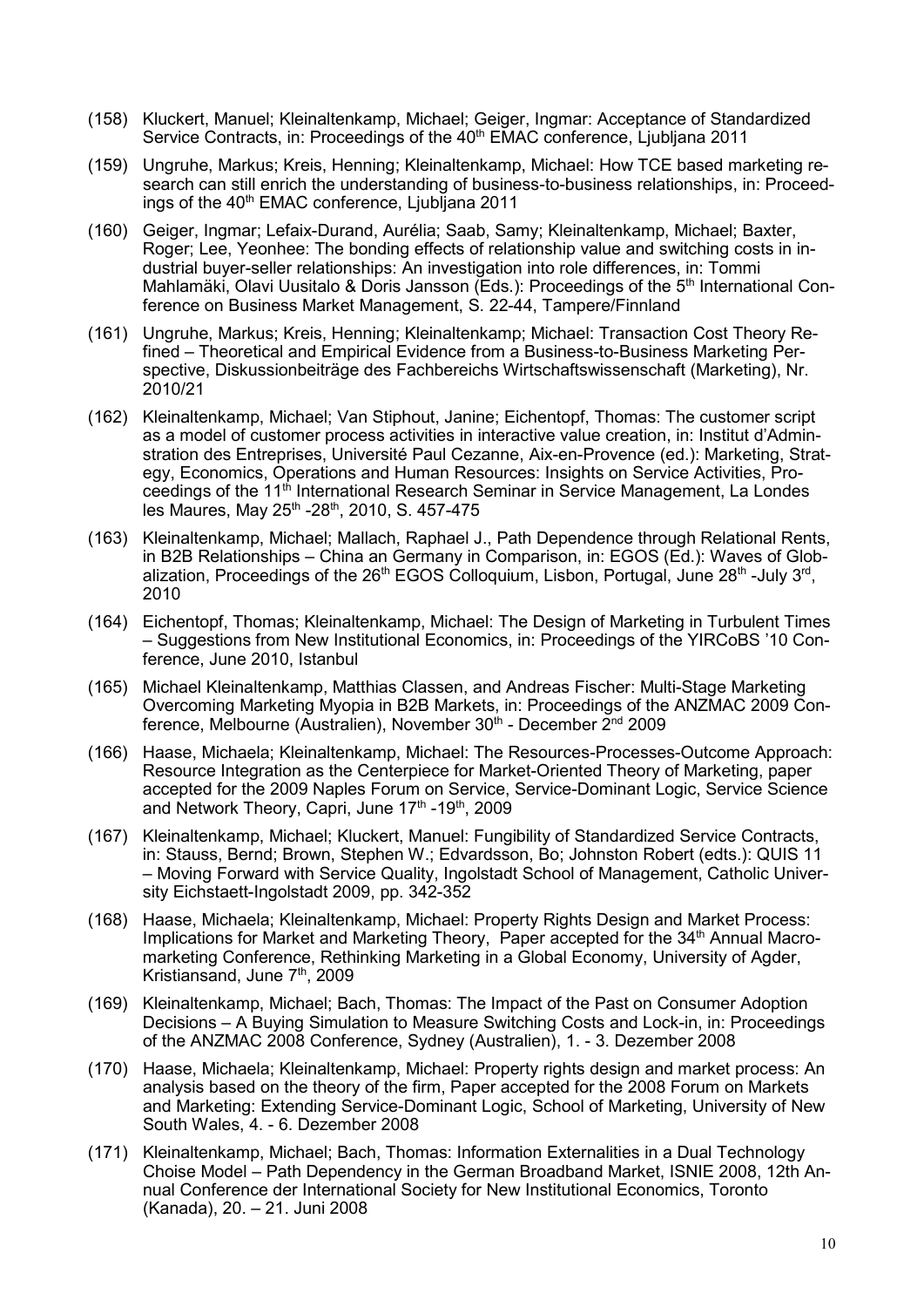(158) Kluckert, Manuel; Kleinaltenkamp, Michael; Geiger, Ingmar: Acceptance of Standardized Service Contracts, in: Proceedings of the 40th EMAC conference, Ljubljana 2011

(159) Ungruhe, Markus; Kreis, Henning; Kleinaltenkamp, Michael: How TCE based marketing research can still enrich the understanding of business-to-business relationships, in: Proceedings of the 40th EMAC conference, Ljubljana 2011

(160) Geiger, Ingmar; Lefaix-Durand, Aurélia; Saab, Samy; Kleinaltenkamp, Michael; Baxter, Roger; Lee, Yeonhee: The bonding effects of relationship value and switching costs in industrial buyer-seller relationships: An investigation into role differences, in: Tommi Mahlamäki, Olavi Uusitalo & Doris Jansson (Eds.): Proceedings of the 5th International Conference on Business Market Management, S. 22-44, Tampere/Finnland

(161) Ungruhe, Markus; Kreis, Henning; Kleinaltenkamp; Michael: Transaction Cost Theory Refined – Theoretical and Empirical Evidence from a Business-to-Business Marketing Perspective, Diskussionbeiträge des Fachbereichs Wirtschaftswissenschaft (Marketing), Nr. 2010/21

(162) Kleinaltenkamp, Michael; Van Stiphout, Janine; Eichentopf, Thomas: The customer script as a model of customer process activities in interactive value creation, in: Institut d'Adminstration des Entreprises, Université Paul Cezanne, Aix-en-Provence (ed.): Marketing, Strategy, Economics, Operations and Human Resources: Insights on Service Activities, Proceedings of the 11th International Research Seminar in Service Management, La Londes les Maures, May 25th -28th, 2010, S. 457-475

(163) Kleinaltenkamp, Michael; Mallach, Raphael J., Path Dependence through Relational Rents, in B2B Relationships – China an Germany in Comparison, in: EGOS (Ed.): Waves of Globalization, Proceedings of the 26th EGOS Colloquium, Lisbon, Portugal, June 28th -July 3rd, 2010

(164) Eichentopf, Thomas; Kleinaltenkamp, Michael: The Design of Marketing in Turbulent Times – Suggestions from New Institutional Economics, in: Proceedings of the YIRCoBS '10 Conference, June 2010, Istanbul

(165) Michael Kleinaltenkamp, Matthias Classen, and Andreas Fischer: Multi-Stage Marketing Overcoming Marketing Myopia in B2B Markets, in: Proceedings of the ANZMAC 2009 Conference, Melbourne (Australien), November 30th - December 2nd 2009

(166) Haase, Michaela; Kleinaltenkamp, Michael: The Resources-Processes-Outcome Approach: Resource Integration as the Centerpiece for Market-Oriented Theory of Marketing, paper accepted for the 2009 Naples Forum on Service, Service-Dominant Logic, Service Science and Network Theory, Capri, June 17th -19th, 2009

(167) Kleinaltenkamp, Michael; Kluckert, Manuel: Fungibility of Standardized Service Contracts, in: Stauss, Bernd; Brown, Stephen W.; Edvardsson, Bo; Johnston Robert (edts.): QUIS 11 – Moving Forward with Service Quality, Ingolstadt School of Management, Catholic University Eichstaett-Ingolstadt 2009, pp. 342-352

(168) Haase, Michaela; Kleinaltenkamp, Michael: Property Rights Design and Market Process: Implications for Market and Marketing Theory, Paper accepted for the 34th Annual Macromarketing Conference, Rethinking Marketing in a Global Economy, University of Agder, Kristiansand, June 7th, 2009

(169) Kleinaltenkamp, Michael; Bach, Thomas: The Impact of the Past on Consumer Adoption Decisions – A Buying Simulation to Measure Switching Costs and Lock-in, in: Proceedings of the ANZMAC 2008 Conference, Sydney (Australien), 1. - 3. Dezember 2008

(170) Haase, Michaela; Kleinaltenkamp, Michael: Property rights design and market process: An analysis based on the theory of the firm, Paper accepted for the 2008 Forum on Markets and Marketing: Extending Service-Dominant Logic, School of Marketing, University of New South Wales, 4. - 6. Dezember 2008

(171) Kleinaltenkamp, Michael; Bach, Thomas: Information Externalities in a Dual Technology Choise Model – Path Dependency in the German Broadband Market, ISNIE 2008, 12th Annual Conference der International Society for New Institutional Economics, Toronto (Kanada), 20. – 21. Juni 2008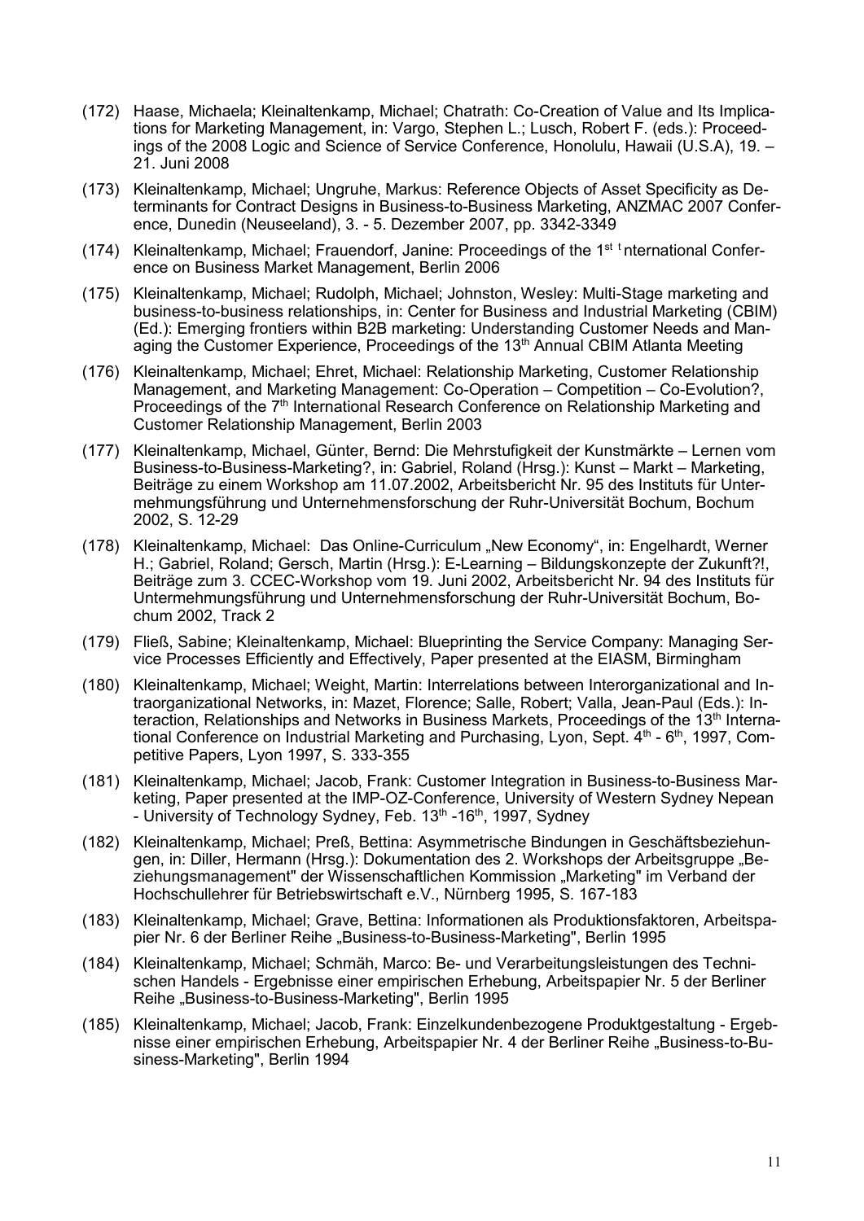(172) Haase, Michaela; Kleinaltenkamp, Michael; Chatrath: Co-Creation of Value and Its Implications for Marketing Management, in: Vargo, Stephen L.; Lusch, Robert F. (eds.): Proceedings of the 2008 Logic and Science of Service Conference, Honolulu, Hawaii (U.S.A), 19. – 21. Juni 2008

(173) Kleinaltenkamp, Michael; Ungruhe, Markus: Reference Objects of Asset Specificity as Determinants for Contract Designs in Business-to-Business Marketing, ANZMAC 2007 Conference, Dunedin (Neuseeland), 3. - 5. Dezember 2007, pp. 3342-3349

(174) Kleinaltenkamp, Michael; Frauendorf, Janine: Proceedings of the 1st t nternational Conference on Business Market Management, Berlin 2006

(175) Kleinaltenkamp, Michael; Rudolph, Michael; Johnston, Wesley: Multi-Stage marketing and business-to-business relationships, in: Center for Business and Industrial Marketing (CBIM) (Ed.): Emerging frontiers within B2B marketing: Understanding Customer Needs and Managing the Customer Experience, Proceedings of the 13th Annual CBIM Atlanta Meeting

(176) Kleinaltenkamp, Michael; Ehret, Michael: Relationship Marketing, Customer Relationship Management, and Marketing Management: Co-Operation – Competition – Co-Evolution?, Proceedings of the 7th International Research Conference on Relationship Marketing and Customer Relationship Management, Berlin 2003

(177) Kleinaltenkamp, Michael, Günter, Bernd: Die Mehrstufigkeit der Kunstmärkte – Lernen vom Business-to-Business-Marketing?, in: Gabriel, Roland (Hrsg.): Kunst – Markt – Marketing, Beiträge zu einem Workshop am 11.07.2002, Arbeitsbericht Nr. 95 des Instituts für Untermehmungsführung und Unternehmensforschung der Ruhr-Universität Bochum, Bochum 2002, S. 12-29

(178) Kleinaltenkamp, Michael: Das Online-Curriculum „New Economy", in: Engelhardt, Werner H.; Gabriel, Roland; Gersch, Martin (Hrsg.): E-Learning – Bildungskonzepte der Zukunft?!, Beiträge zum 3. CCEC-Workshop vom 19. Juni 2002, Arbeitsbericht Nr. 94 des Instituts für Untermehmungsführung und Unternehmensforschung der Ruhr-Universität Bochum, Bochum 2002, Track 2

(179) Fließ, Sabine; Kleinaltenkamp, Michael: Blueprinting the Service Company: Managing Service Processes Efficiently and Effectively, Paper presented at the EIASM, Birmingham

(180) Kleinaltenkamp, Michael; Weight, Martin: Interrelations between Interorganizational and Intraorganizational Networks, in: Mazet, Florence; Salle, Robert; Valla, Jean-Paul (Eds.): Interaction, Relationships and Networks in Business Markets, Proceedings of the 13th International Conference on Industrial Marketing and Purchasing, Lyon, Sept. 4th - 6th, 1997, Competitive Papers, Lyon 1997, S. 333-355

(181) Kleinaltenkamp, Michael; Jacob, Frank: Customer Integration in Business-to-Business Marketing, Paper presented at the IMP-OZ-Conference, University of Western Sydney Nepean - University of Technology Sydney, Feb. 13th -16th, 1997, Sydney

(182) Kleinaltenkamp, Michael; Preß, Bettina: Asymmetrische Bindungen in Geschäftsbeziehungen, in: Diller, Hermann (Hrsg.): Dokumentation des 2. Workshops der Arbeitsgruppe „Beziehungsmanagement" der Wissenschaftlichen Kommission „Marketing" im Verband der Hochschullehrer für Betriebswirtschaft e.V., Nürnberg 1995, S. 167-183

(183) Kleinaltenkamp, Michael; Grave, Bettina: Informationen als Produktionsfaktoren, Arbeitspapier Nr. 6 der Berliner Reihe „Business-to-Business-Marketing", Berlin 1995

(184) Kleinaltenkamp, Michael; Schmäh, Marco: Be- und Verarbeitungsleistungen des Technischen Handels - Ergebnisse einer empirischen Erhebung, Arbeitspapier Nr. 5 der Berliner Reihe „Business-to-Business-Marketing", Berlin 1995

(185) Kleinaltenkamp, Michael; Jacob, Frank: Einzelkundenbezogene Produktgestaltung - Ergebnisse einer empirischen Erhebung, Arbeitspapier Nr. 4 der Berliner Reihe „Business-to-Business-Marketing", Berlin 1994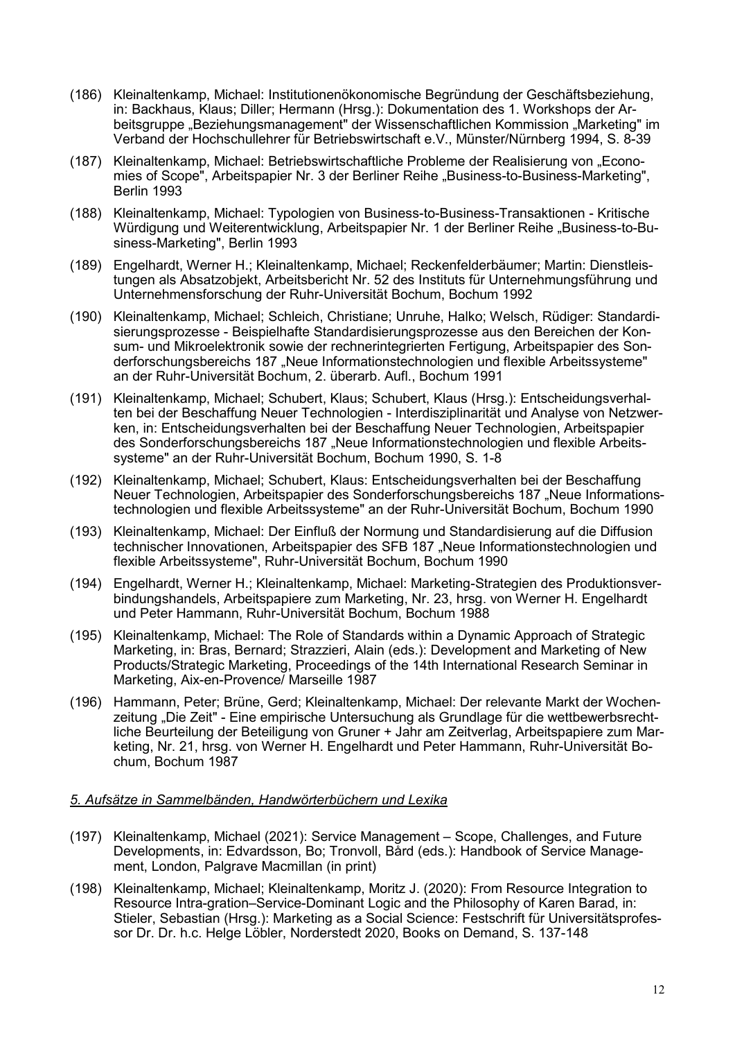(186) Kleinaltenkamp, Michael: Institutionenökonomische Begründung der Geschäftsbeziehung, in: Backhaus, Klaus; Diller; Hermann (Hrsg.): Dokumentation des 1. Workshops der Arbeitsgruppe „Beziehungsmanagement" der Wissenschaftlichen Kommission „Marketing" im Verband der Hochschullehrer für Betriebswirtschaft e.V., Münster/Nürnberg 1994, S. 8-39

(187) Kleinaltenkamp, Michael: Betriebswirtschaftliche Probleme der Realisierung von „Economies of Scope", Arbeitspapier Nr. 3 der Berliner Reihe „Business-to-Business-Marketing", Berlin 1993

(188) Kleinaltenkamp, Michael: Typologien von Business-to-Business-Transaktionen - Kritische Würdigung und Weiterentwicklung, Arbeitspapier Nr. 1 der Berliner Reihe „Business-to-Business-Marketing", Berlin 1993

(189) Engelhardt, Werner H.; Kleinaltenkamp, Michael; Reckenfelderbäumer; Martin: Dienstleistungen als Absatzobjekt, Arbeitsbericht Nr. 52 des Instituts für Unternehmungsführung und Unternehmensforschung der Ruhr-Universität Bochum, Bochum 1992

(190) Kleinaltenkamp, Michael; Schleich, Christiane; Unruhe, Halko; Welsch, Rüdiger: Standardisierungsprozesse - Beispielhafte Standardisierungsprozesse aus den Bereichen der Konsum- und Mikroelektronik sowie der rechnerintegrierten Fertigung, Arbeitspapier des Sonderforschungsbereichs 187 „Neue Informationstechnologien und flexible Arbeitssysteme" an der Ruhr-Universität Bochum, 2. überarb. Aufl., Bochum 1991

(191) Kleinaltenkamp, Michael; Schubert, Klaus; Schubert, Klaus (Hrsg.): Entscheidungsverhalten bei der Beschaffung Neuer Technologien - Interdisziplinarität und Analyse von Netzwerken, in: Entscheidungsverhalten bei der Beschaffung Neuer Technologien, Arbeitspapier des Sonderforschungsbereichs 187 „Neue Informationstechnologien und flexible Arbeitssysteme" an der Ruhr-Universität Bochum, Bochum 1990, S. 1-8

(192) Kleinaltenkamp, Michael; Schubert, Klaus: Entscheidungsverhalten bei der Beschaffung Neuer Technologien, Arbeitspapier des Sonderforschungsbereichs 187 „Neue Informationstechnologien und flexible Arbeitssysteme" an der Ruhr-Universität Bochum, Bochum 1990

(193) Kleinaltenkamp, Michael: Der Einfluß der Normung und Standardisierung auf die Diffusion technischer Innovationen, Arbeitspapier des SFB 187 „Neue Informationstechnologien und flexible Arbeitssysteme", Ruhr-Universität Bochum, Bochum 1990

(194) Engelhardt, Werner H.; Kleinaltenkamp, Michael: Marketing-Strategien des Produktionsverbindungshandels, Arbeitspapiere zum Marketing, Nr. 23, hrsg. von Werner H. Engelhardt und Peter Hammann, Ruhr-Universität Bochum, Bochum 1988

(195) Kleinaltenkamp, Michael: The Role of Standards within a Dynamic Approach of Strategic Marketing, in: Bras, Bernard; Strazzieri, Alain (eds.): Development and Marketing of New Products/Strategic Marketing, Proceedings of the 14th International Research Seminar in Marketing, Aix-en-Provence/ Marseille 1987

(196) Hammann, Peter; Brüne, Gerd; Kleinaltenkamp, Michael: Der relevante Markt der Wochenzeitung „Die Zeit" - Eine empirische Untersuchung als Grundlage für die wettbewerbsrechtliche Beurteilung der Beteiligung von Gruner + Jahr am Zeitverlag, Arbeitspapiere zum Marketing, Nr. 21, hrsg. von Werner H. Engelhardt und Peter Hammann, Ruhr-Universität Bochum, Bochum 1987

### *5. Aufsätze in Sammelbänden, Handwörterbüchern und Lexika*

(197) Kleinaltenkamp, Michael (2021): Service Management – Scope, Challenges, and Future Developments, in: Edvardsson, Bo; Tronvoll, Bård (eds.): Handbook of Service Management, London, Palgrave Macmillan (in print)

(198) Kleinaltenkamp, Michael; Kleinaltenkamp, Moritz J. (2020): From Resource Integration to Resource Intra-gration–Service-Dominant Logic and the Philosophy of Karen Barad, in: Stieler, Sebastian (Hrsg.): Marketing as a Social Science: Festschrift für Universitätsprofessor Dr. Dr. h.c. Helge Löbler, Norderstedt 2020, Books on Demand, S. 137-148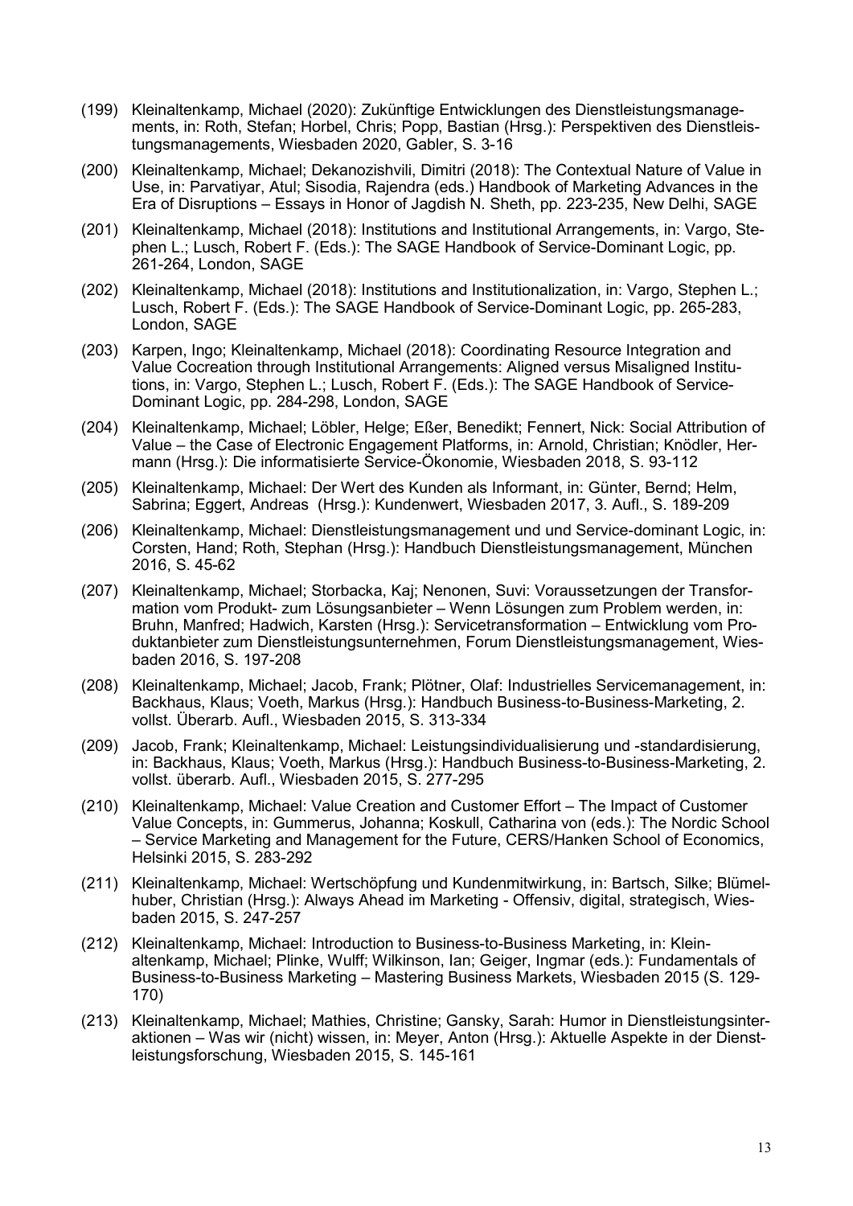(199) Kleinaltenkamp, Michael (2020): Zukünftige Entwicklungen des Dienstleistungsmanagements, in: Roth, Stefan; Horbel, Chris; Popp, Bastian (Hrsg.): Perspektiven des Dienstleistungsmanagements, Wiesbaden 2020, Gabler, S. 3-16

(200) Kleinaltenkamp, Michael; Dekanozishvili, Dimitri (2018): The Contextual Nature of Value in Use, in: Parvatiyar, Atul; Sisodia, Rajendra (eds.) Handbook of Marketing Advances in the Era of Disruptions – Essays in Honor of Jagdish N. Sheth, pp. 223-235, New Delhi, SAGE

(201) Kleinaltenkamp, Michael (2018): Institutions and Institutional Arrangements, in: Vargo, Stephen L.; Lusch, Robert F. (Eds.): The SAGE Handbook of Service-Dominant Logic, pp. 261-264, London, SAGE

(202) Kleinaltenkamp, Michael (2018): Institutions and Institutionalization, in: Vargo, Stephen L.; Lusch, Robert F. (Eds.): The SAGE Handbook of Service-Dominant Logic, pp. 265-283, London, SAGE

(203) Karpen, Ingo; Kleinaltenkamp, Michael (2018): Coordinating Resource Integration and Value Cocreation through Institutional Arrangements: Aligned versus Misaligned Institutions, in: Vargo, Stephen L.; Lusch, Robert F. (Eds.): The SAGE Handbook of Service-Dominant Logic, pp. 284-298, London, SAGE

(204) Kleinaltenkamp, Michael; Löbler, Helge; Eßer, Benedikt; Fennert, Nick: Social Attribution of Value – the Case of Electronic Engagement Platforms, in: Arnold, Christian; Knödler, Hermann (Hrsg.): Die informatisierte Service-Ökonomie, Wiesbaden 2018, S. 93-112

(205) Kleinaltenkamp, Michael: Der Wert des Kunden als Informant, in: Günter, Bernd; Helm, Sabrina; Eggert, Andreas (Hrsg.): Kundenwert, Wiesbaden 2017, 3. Aufl., S. 189-209

(206) Kleinaltenkamp, Michael: Dienstleistungsmanagement und und Service-dominant Logic, in: Corsten, Hand; Roth, Stephan (Hrsg.): Handbuch Dienstleistungsmanagement, München 2016, S. 45-62

(207) Kleinaltenkamp, Michael; Storbacka, Kaj; Nenonen, Suvi: Voraussetzungen der Transformation vom Produkt- zum Lösungsanbieter – Wenn Lösungen zum Problem werden, in: Bruhn, Manfred; Hadwich, Karsten (Hrsg.): Servicetransformation – Entwicklung vom Produktanbieter zum Dienstleistungsunternehmen, Forum Dienstleistungsmanagement, Wiesbaden 2016, S. 197-208

(208) Kleinaltenkamp, Michael; Jacob, Frank; Plötner, Olaf: Industrielles Servicemanagement, in: Backhaus, Klaus; Voeth, Markus (Hrsg.): Handbuch Business-to-Business-Marketing, 2. vollst. Überarb. Aufl., Wiesbaden 2015, S. 313-334

(209) Jacob, Frank; Kleinaltenkamp, Michael: Leistungsindividualisierung und -standardisierung, in: Backhaus, Klaus; Voeth, Markus (Hrsg.): Handbuch Business-to-Business-Marketing, 2. vollst. überarb. Aufl., Wiesbaden 2015, S. 277-295

(210) Kleinaltenkamp, Michael: Value Creation and Customer Effort – The Impact of Customer Value Concepts, in: Gummerus, Johanna; Koskull, Catharina von (eds.): The Nordic School – Service Marketing and Management for the Future, CERS/Hanken School of Economics, Helsinki 2015, S. 283-292

(211) Kleinaltenkamp, Michael: Wertschöpfung und Kundenmitwirkung, in: Bartsch, Silke; Blümelhuber, Christian (Hrsg.): Always Ahead im Marketing - Offensiv, digital, strategisch, Wiesbaden 2015, S. 247-257

(212) Kleinaltenkamp, Michael: Introduction to Business-to-Business Marketing, in: Kleinaltenkamp, Michael; Plinke, Wulff; Wilkinson, Ian; Geiger, Ingmar (eds.): Fundamentals of Business-to-Business Marketing – Mastering Business Markets, Wiesbaden 2015 (S. 129-170)

(213) Kleinaltenkamp, Michael; Mathies, Christine; Gansky, Sarah: Humor in Dienstleistungsinteraktionen – Was wir (nicht) wissen, in: Meyer, Anton (Hrsg.): Aktuelle Aspekte in der Dienstleistungsforschung, Wiesbaden 2015, S. 145-161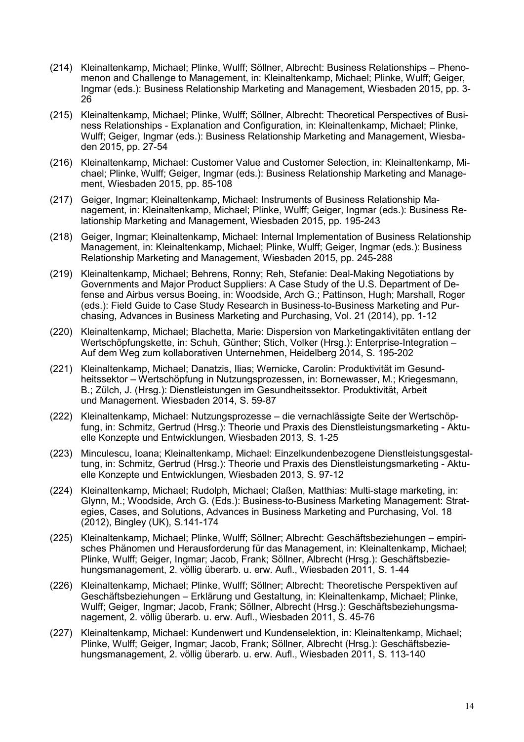(214) Kleinaltenkamp, Michael; Plinke, Wulff; Söllner, Albrecht: Business Relationships – Phenomenon and Challenge to Management, in: Kleinaltenkamp, Michael; Plinke, Wulff; Geiger, Ingmar (eds.): Business Relationship Marketing and Management, Wiesbaden 2015, pp. 3-26

(215) Kleinaltenkamp, Michael; Plinke, Wulff; Söllner, Albrecht: Theoretical Perspectives of Business Relationships - Explanation and Configuration, in: Kleinaltenkamp, Michael; Plinke, Wulff; Geiger, Ingmar (eds.): Business Relationship Marketing and Management, Wiesbaden 2015, pp. 27-54

(216) Kleinaltenkamp, Michael: Customer Value and Customer Selection, in: Kleinaltenkamp, Michael; Plinke, Wulff; Geiger, Ingmar (eds.): Business Relationship Marketing and Management, Wiesbaden 2015, pp. 85-108

(217) Geiger, Ingmar; Kleinaltenkamp, Michael: Instruments of Business Relationship Management, in: Kleinaltenkamp, Michael; Plinke, Wulff; Geiger, Ingmar (eds.): Business Relationship Marketing and Management, Wiesbaden 2015, pp. 195-243

(218) Geiger, Ingmar; Kleinaltenkamp, Michael: Internal Implementation of Business Relationship Management, in: Kleinaltenkamp, Michael; Plinke, Wulff; Geiger, Ingmar (eds.): Business Relationship Marketing and Management, Wiesbaden 2015, pp. 245-288

(219) Kleinaltenkamp, Michael; Behrens, Ronny; Reh, Stefanie: Deal-Making Negotiations by Governments and Major Product Suppliers: A Case Study of the U.S. Department of Defense and Airbus versus Boeing, in: Woodside, Arch G.; Pattinson, Hugh; Marshall, Roger (eds.): Field Guide to Case Study Research in Business-to-Business Marketing and Purchasing, Advances in Business Marketing and Purchasing, Vol. 21 (2014), pp. 1-12

(220) Kleinaltenkamp, Michael; Blachetta, Marie: Dispersion von Marketingaktivitäten entlang der Wertschöpfungskette, in: Schuh, Günther; Stich, Volker (Hrsg.): Enterprise-Integration – Auf dem Weg zum kollaborativen Unternehmen, Heidelberg 2014, S. 195-202

(221) Kleinaltenkamp, Michael; Danatzis, Ilias; Wernicke, Carolin: Produktivität im Gesundheitssektor – Wertschöpfung in Nutzungsprozessen, in: Bornewasser, M.; Kriegesmann, B.; Zülch, J. (Hrsg.): Dienstleistungen im Gesundheitssektor. Produktivität, Arbeit und Management. Wiesbaden 2014, S. 59-87

(222) Kleinaltenkamp, Michael: Nutzungsprozesse – die vernachlässigte Seite der Wertschöpfung, in: Schmitz, Gertrud (Hrsg.): Theorie und Praxis des Dienstleistungsmarketing - Aktuelle Konzepte und Entwicklungen, Wiesbaden 2013, S. 1-25

(223) Minculescu, Ioana; Kleinaltenkamp, Michael: Einzelkundenbezogene Dienstleistungsgestaltung, in: Schmitz, Gertrud (Hrsg.): Theorie und Praxis des Dienstleistungsmarketing - Aktuelle Konzepte und Entwicklungen, Wiesbaden 2013, S. 97-12

(224) Kleinaltenkamp, Michael; Rudolph, Michael; Claßen, Matthias: Multi-stage marketing, in: Glynn, M.; Woodside, Arch G. (Eds.): Business-to-Business Marketing Management: Strategies, Cases, and Solutions, Advances in Business Marketing and Purchasing, Vol. 18 (2012), Bingley (UK), S.141-174

(225) Kleinaltenkamp, Michael; Plinke, Wulff; Söllner; Albrecht: Geschäftsbeziehungen – empirisches Phänomen und Herausforderung für das Management, in: Kleinaltenkamp, Michael; Plinke, Wulff; Geiger, Ingmar; Jacob, Frank; Söllner, Albrecht (Hrsg.): Geschäftsbeziehungsmanagement, 2. völlig überarb. u. erw. Aufl., Wiesbaden 2011, S. 1-44

(226) Kleinaltenkamp, Michael; Plinke, Wulff; Söllner; Albrecht: Theoretische Perspektiven auf Geschäftsbeziehungen – Erklärung und Gestaltung, in: Kleinaltenkamp, Michael; Plinke, Wulff; Geiger, Ingmar; Jacob, Frank; Söllner, Albrecht (Hrsg.): Geschäftsbeziehungsmanagement, 2. völlig überarb. u. erw. Aufl., Wiesbaden 2011, S. 45-76

(227) Kleinaltenkamp, Michael: Kundenwert und Kundenselektion, in: Kleinaltenkamp, Michael; Plinke, Wulff; Geiger, Ingmar; Jacob, Frank; Söllner, Albrecht (Hrsg.): Geschäftsbeziehungsmanagement, 2. völlig überarb. u. erw. Aufl., Wiesbaden 2011, S. 113-140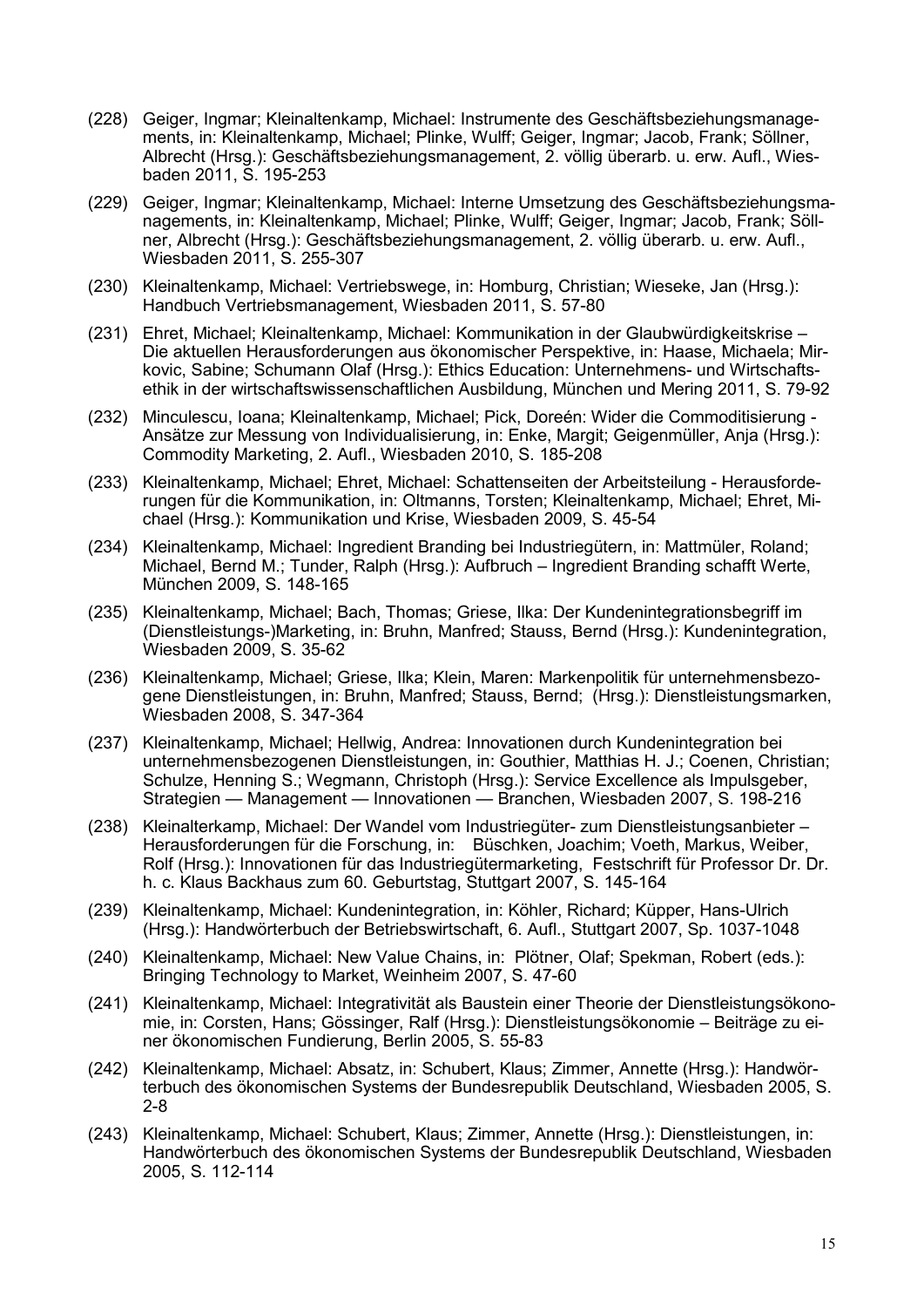(228) Geiger, Ingmar; Kleinaltenkamp, Michael: Instrumente des Geschäftsbeziehungsmanagements, in: Kleinaltenkamp, Michael; Plinke, Wulff; Geiger, Ingmar; Jacob, Frank; Söllner, Albrecht (Hrsg.): Geschäftsbeziehungsmanagement, 2. völlig überarb. u. erw. Aufl., Wiesbaden 2011, S. 195-253

(229) Geiger, Ingmar; Kleinaltenkamp, Michael: Interne Umsetzung des Geschäftsbeziehungsmanagements, in: Kleinaltenkamp, Michael; Plinke, Wulff; Geiger, Ingmar; Jacob, Frank; Söllner, Albrecht (Hrsg.): Geschäftsbeziehungsmanagement, 2. völlig überarb. u. erw. Aufl., Wiesbaden 2011, S. 255-307

(230) Kleinaltenkamp, Michael: Vertriebswege, in: Homburg, Christian; Wieseke, Jan (Hrsg.): Handbuch Vertriebsmanagement, Wiesbaden 2011, S. 57-80

(231) Ehret, Michael; Kleinaltenkamp, Michael: Kommunikation in der Glaubwürdigkeitskrise – Die aktuellen Herausforderungen aus ökonomischer Perspektive, in: Haase, Michaela; Mirkovic, Sabine; Schumann Olaf (Hrsg.): Ethics Education: Unternehmens- und Wirtschaftsethik in der wirtschaftswissenschaftlichen Ausbildung, München und Mering 2011, S. 79-92

(232) Minculescu, Ioana; Kleinaltenkamp, Michael; Pick, Doreén: Wider die Commoditisierung - Ansätze zur Messung von Individualisierung, in: Enke, Margit; Geigenmüller, Anja (Hrsg.): Commodity Marketing, 2. Aufl., Wiesbaden 2010, S. 185-208

(233) Kleinaltenkamp, Michael; Ehret, Michael: Schattenseiten der Arbeitsteilung - Herausforderungen für die Kommunikation, in: Oltmanns, Torsten; Kleinaltenkamp, Michael; Ehret, Michael (Hrsg.): Kommunikation und Krise, Wiesbaden 2009, S. 45-54

(234) Kleinaltenkamp, Michael: Ingredient Branding bei Industriegütern, in: Mattmüler, Roland; Michael, Bernd M.; Tunder, Ralph (Hrsg.): Aufbruch – Ingredient Branding schafft Werte, München 2009, S. 148-165

(235) Kleinaltenkamp, Michael; Bach, Thomas; Griese, Ilka: Der Kundenintegrationsbegriff im (Dienstleistungs-)Marketing, in: Bruhn, Manfred; Stauss, Bernd (Hrsg.): Kundenintegration, Wiesbaden 2009, S. 35-62

(236) Kleinaltenkamp, Michael; Griese, Ilka; Klein, Maren: Markenpolitik für unternehmensbezogene Dienstleistungen, in: Bruhn, Manfred; Stauss, Bernd;  (Hrsg.): Dienstleistungsmarken, Wiesbaden 2008, S. 347-364

(237) Kleinaltenkamp, Michael; Hellwig, Andrea: Innovationen durch Kundenintegration bei unternehmensbezogenen Dienstleistungen, in: Gouthier, Matthias H. J.; Coenen, Christian; Schulze, Henning S.; Wegmann, Christoph (Hrsg.): Service Excellence als Impulsgeber, Strategien — Management — Innovationen — Branchen, Wiesbaden 2007, S. 198-216

(238) Kleinalterkamp, Michael: Der Wandel vom Industriegüter- zum Dienstleistungsanbieter – Herausforderungen für die Forschung, in:   Büschken, Joachim; Voeth, Markus, Weiber, Rolf (Hrsg.): Innovationen für das Industriegütermarketing,  Festschrift für Professor Dr. Dr. h. c. Klaus Backhaus zum 60. Geburtstag, Stuttgart 2007, S. 145-164

(239) Kleinaltenkamp, Michael: Kundenintegration, in: Köhler, Richard; Küpper, Hans-Ulrich (Hrsg.): Handwörterbuch der Betriebswirtschaft, 6. Aufl., Stuttgart 2007, Sp. 1037-1048

(240) Kleinaltenkamp, Michael: New Value Chains, in:  Plötner, Olaf; Spekman, Robert (eds.): Bringing Technology to Market, Weinheim 2007, S. 47-60

(241) Kleinaltenkamp, Michael: Integrativität als Baustein einer Theorie der Dienstleistungsökonomie, in: Corsten, Hans; Gössinger, Ralf (Hrsg.): Dienstleistungsökonomie – Beiträge zu einer ökonomischen Fundierung, Berlin 2005, S. 55-83

(242) Kleinaltenkamp, Michael: Absatz, in: Schubert, Klaus; Zimmer, Annette (Hrsg.): Handwörterbuch des ökonomischen Systems der Bundesrepublik Deutschland, Wiesbaden 2005, S. 2-8

(243) Kleinaltenkamp, Michael: Schubert, Klaus; Zimmer, Annette (Hrsg.): Dienstleistungen, in: Handwörterbuch des ökonomischen Systems der Bundesrepublik Deutschland, Wiesbaden 2005, S. 112-114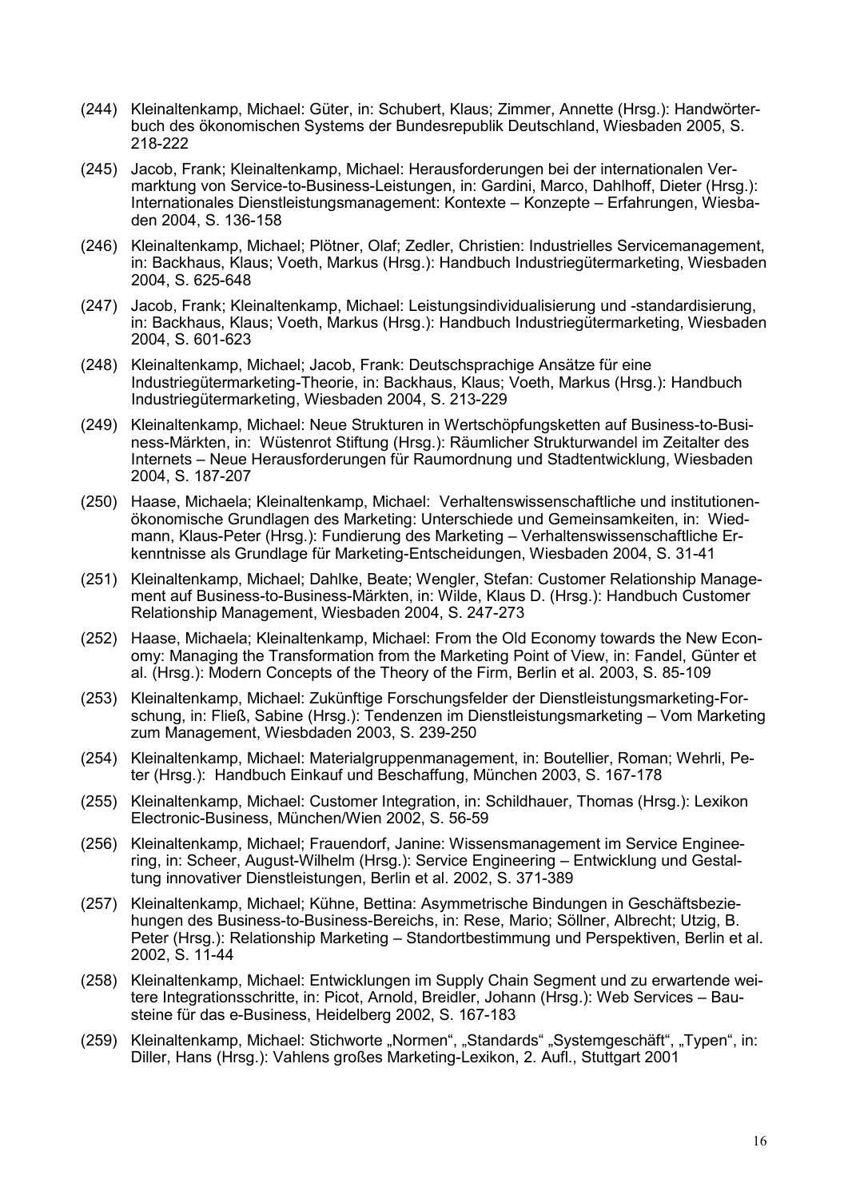(244) Kleinaltenkamp, Michael: Güter, in: Schubert, Klaus; Zimmer, Annette (Hrsg.): Handwörterbuch des ökonomischen Systems der Bundesrepublik Deutschland, Wiesbaden 2005, S. 218-222

(245) Jacob, Frank; Kleinaltenkamp, Michael: Herausforderungen bei der internationalen Vermarktung von Service-to-Business-Leistungen, in: Gardini, Marco, Dahlhoff, Dieter (Hrsg.): Internationales Dienstleistungsmanagement: Kontexte – Konzepte – Erfahrungen, Wiesbaden 2004, S. 136-158

(246) Kleinaltenkamp, Michael; Plötner, Olaf; Zedler, Christien: Industrielles Servicemanagement, in: Backhaus, Klaus; Voeth, Markus (Hrsg.): Handbuch Industriegütermarketing, Wiesbaden 2004, S. 625-648

(247) Jacob, Frank; Kleinaltenkamp, Michael: Leistungsindividualisierung und -standardisierung, in: Backhaus, Klaus; Voeth, Markus (Hrsg.): Handbuch Industriegütermarketing, Wiesbaden 2004, S. 601-623

(248) Kleinaltenkamp, Michael; Jacob, Frank: Deutschsprachige Ansätze für eine Industriegütermarketing-Theorie, in: Backhaus, Klaus; Voeth, Markus (Hrsg.): Handbuch Industriegütermarketing, Wiesbaden 2004, S. 213-229

(249) Kleinaltenkamp, Michael: Neue Strukturen in Wertschöpfungsketten auf Business-to-Business-Märkten, in: Wüstenrot Stiftung (Hrsg.): Räumlicher Strukturwandel im Zeitalter des Internets – Neue Herausforderungen für Raumordnung und Stadtentwicklung, Wiesbaden 2004, S. 187-207

(250) Haase, Michaela; Kleinaltenkamp, Michael: Verhaltenswissenschaftliche und institutionenökonomische Grundlagen des Marketing: Unterschiede und Gemeinsamkeiten, in: Wiedmann, Klaus-Peter (Hrsg.): Fundierung des Marketing – Verhaltenswissenschaftliche Erkenntnisse als Grundlage für Marketing-Entscheidungen, Wiesbaden 2004, S. 31-41

(251) Kleinaltenkamp, Michael; Dahlke, Beate; Wengler, Stefan: Customer Relationship Management auf Business-to-Business-Märkten, in: Wilde, Klaus D. (Hrsg.): Handbuch Customer Relationship Management, Wiesbaden 2004, S. 247-273

(252) Haase, Michaela; Kleinaltenkamp, Michael: From the Old Economy towards the New Economy: Managing the Transformation from the Marketing Point of View, in: Fandel, Günter et al. (Hrsg.): Modern Concepts of the Theory of the Firm, Berlin et al. 2003, S. 85-109

(253) Kleinaltenkamp, Michael: Zukünftige Forschungsfelder der Dienstleistungsmarketing-Forschung, in: Fließ, Sabine (Hrsg.): Tendenzen im Dienstleistungsmarketing – Vom Marketing zum Management, Wiesbdaden 2003, S. 239-250

(254) Kleinaltenkamp, Michael: Materialgruppenmanagement, in: Boutellier, Roman; Wehrli, Peter (Hrsg.): Handbuch Einkauf und Beschaffung, München 2003, S. 167-178

(255) Kleinaltenkamp, Michael: Customer Integration, in: Schildhauer, Thomas (Hrsg.): Lexikon Electronic-Business, München/Wien 2002, S. 56-59

(256) Kleinaltenkamp, Michael; Frauendorf, Janine: Wissensmanagement im Service Engineering, in: Scheer, August-Wilhelm (Hrsg.): Service Engineering – Entwicklung und Gestaltung innovativer Dienstleistungen, Berlin et al. 2002, S. 371-389

(257) Kleinaltenkamp, Michael; Kühne, Bettina: Asymmetrische Bindungen in Geschäftsbeziehungen des Business-to-Business-Bereichs, in: Rese, Mario; Söllner, Albrecht; Utzig, B. Peter (Hrsg.): Relationship Marketing – Standortbestimmung und Perspektiven, Berlin et al. 2002, S. 11-44

(258) Kleinaltenkamp, Michael: Entwicklungen im Supply Chain Segment und zu erwartende weitere Integrationsschritte, in: Picot, Arnold, Breidler, Johann (Hrsg.): Web Services – Bausteine für das e-Business, Heidelberg 2002, S. 167-183

(259) Kleinaltenkamp, Michael: Stichworte „Normen", „Standards" „Systemgeschäft", „Typen", in: Diller, Hans (Hrsg.): Vahlens großes Marketing-Lexikon, 2. Aufl., Stuttgart 2001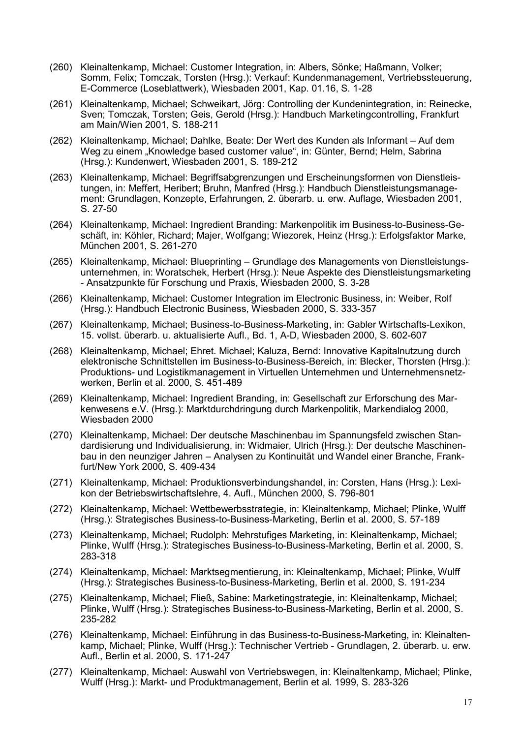(260) Kleinaltenkamp, Michael: Customer Integration, in: Albers, Sönke; Haßmann, Volker; Somm, Felix; Tomczak, Torsten (Hrsg.): Verkauf: Kundenmanagement, Vertriebssteuerung, E-Commerce (Loseblattwerk), Wiesbaden 2001, Kap. 01.16, S. 1-28

(261) Kleinaltenkamp, Michael; Schweikart, Jörg: Controlling der Kundenintegration, in: Reinecke, Sven; Tomczak, Torsten; Geis, Gerold (Hrsg.): Handbuch Marketingcontrolling, Frankfurt am Main/Wien 2001, S. 188-211

(262) Kleinaltenkamp, Michael; Dahlke, Beate: Der Wert des Kunden als Informant – Auf dem Weg zu einem „Knowledge based customer value", in: Günter, Bernd; Helm, Sabrina (Hrsg.): Kundenwert, Wiesbaden 2001, S. 189-212

(263) Kleinaltenkamp, Michael: Begriffsabgrenzungen und Erscheinungsformen von Dienstleistungen, in: Meffert, Heribert; Bruhn, Manfred (Hrsg.): Handbuch Dienstleistungsmanagement: Grundlagen, Konzepte, Erfahrungen, 2. überarb. u. erw. Auflage, Wiesbaden 2001, S. 27-50

(264) Kleinaltenkamp, Michael: Ingredient Branding: Markenpolitik im Business-to-Business-Geschäft, in: Köhler, Richard; Majer, Wolfgang; Wiezorek, Heinz (Hrsg.): Erfolgsfaktor Marke, München 2001, S. 261-270

(265) Kleinaltenkamp, Michael: Blueprinting – Grundlage des Managements von Dienstleistungsunternehmen, in: Woratschek, Herbert (Hrsg.): Neue Aspekte des Dienstleistungsmarketing - Ansatzpunkte für Forschung und Praxis, Wiesbaden 2000, S. 3-28

(266) Kleinaltenkamp, Michael: Customer Integration im Electronic Business, in: Weiber, Rolf (Hrsg.): Handbuch Electronic Business, Wiesbaden 2000, S. 333-357

(267) Kleinaltenkamp, Michael; Business-to-Business-Marketing, in: Gabler Wirtschafts-Lexikon, 15. vollst. überarb. u. aktualisierte Aufl., Bd. 1, A-D, Wiesbaden 2000, S. 602-607

(268) Kleinaltenkamp, Michael; Ehret. Michael; Kaluza, Bernd: Innovative Kapitalnutzung durch elektronische Schnittstellen im Business-to-Business-Bereich, in: Blecker, Thorsten (Hrsg.): Produktions- und Logistikmanagement in Virtuellen Unternehmen und Unternehmensnetzwerken, Berlin et al. 2000, S. 451-489

(269) Kleinaltenkamp, Michael: Ingredient Branding, in: Gesellschaft zur Erforschung des Markenwesens e.V. (Hrsg.): Marktdurchdringung durch Markenpolitik, Markendialog 2000, Wiesbaden 2000

(270) Kleinaltenkamp, Michael: Der deutsche Maschinenbau im Spannungsfeld zwischen Standardisierung und Individualisierung, in: Widmaier, Ulrich (Hrsg.): Der deutsche Maschinenbau in den neunziger Jahren – Analysen zu Kontinuität und Wandel einer Branche, Frankfurt/New York 2000, S. 409-434

(271) Kleinaltenkamp, Michael: Produktionsverbindungshandel, in: Corsten, Hans (Hrsg.): Lexikon der Betriebswirtschaftslehre, 4. Aufl., München 2000, S. 796-801

(272) Kleinaltenkamp, Michael: Wettbewerbsstrategie, in: Kleinaltenkamp, Michael; Plinke, Wulff (Hrsg.): Strategisches Business-to-Business-Marketing, Berlin et al. 2000, S. 57-189

(273) Kleinaltenkamp, Michael; Rudolph: Mehrstufiges Marketing, in: Kleinaltenkamp, Michael; Plinke, Wulff (Hrsg.): Strategisches Business-to-Business-Marketing, Berlin et al. 2000, S. 283-318

(274) Kleinaltenkamp, Michael: Marktsegmentierung, in: Kleinaltenkamp, Michael; Plinke, Wulff (Hrsg.): Strategisches Business-to-Business-Marketing, Berlin et al. 2000, S. 191-234

(275) Kleinaltenkamp, Michael; Fließ, Sabine: Marketingstrategie, in: Kleinaltenkamp, Michael; Plinke, Wulff (Hrsg.): Strategisches Business-to-Business-Marketing, Berlin et al. 2000, S. 235-282

(276) Kleinaltenkamp, Michael: Einführung in das Business-to-Business-Marketing, in: Kleinaltenkamp, Michael; Plinke, Wulff (Hrsg.): Technischer Vertrieb - Grundlagen, 2. überarb. u. erw. Aufl., Berlin et al. 2000, S. 171-247

(277) Kleinaltenkamp, Michael: Auswahl von Vertriebswegen, in: Kleinaltenkamp, Michael; Plinke, Wulff (Hrsg.): Markt- und Produktmanagement, Berlin et al. 1999, S. 283-326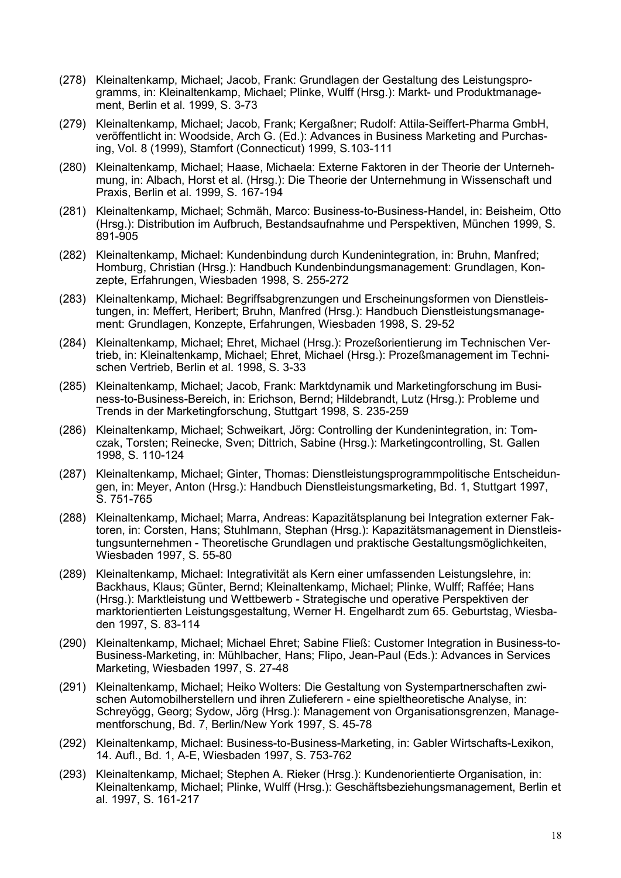(278) Kleinaltenkamp, Michael; Jacob, Frank: Grundlagen der Gestaltung des Leistungsprogramms, in: Kleinaltenkamp, Michael; Plinke, Wulff (Hrsg.): Markt- und Produktmanagement, Berlin et al. 1999, S. 3-73

(279) Kleinaltenkamp, Michael; Jacob, Frank; Kergaßner; Rudolf: Attila-Seiffert-Pharma GmbH, veröffentlicht in: Woodside, Arch G. (Ed.): Advances in Business Marketing and Purchasing, Vol. 8 (1999), Stamfort (Connecticut) 1999, S.103-111

(280) Kleinaltenkamp, Michael; Haase, Michaela: Externe Faktoren in der Theorie der Unternehmung, in: Albach, Horst et al. (Hrsg.): Die Theorie der Unternehmung in Wissenschaft und Praxis, Berlin et al. 1999, S. 167-194

(281) Kleinaltenkamp, Michael; Schmäh, Marco: Business-to-Business-Handel, in: Beisheim, Otto (Hrsg.): Distribution im Aufbruch, Bestandsaufnahme und Perspektiven, München 1999, S. 891-905

(282) Kleinaltenkamp, Michael: Kundenbindung durch Kundenintegration, in: Bruhn, Manfred; Homburg, Christian (Hrsg.): Handbuch Kundenbindungsmanagement: Grundlagen, Konzepte, Erfahrungen, Wiesbaden 1998, S. 255-272

(283) Kleinaltenkamp, Michael: Begriffsabgrenzungen und Erscheinungsformen von Dienstleistungen, in: Meffert, Heribert; Bruhn, Manfred (Hrsg.): Handbuch Dienstleistungsmanagement: Grundlagen, Konzepte, Erfahrungen, Wiesbaden 1998, S. 29-52

(284) Kleinaltenkamp, Michael; Ehret, Michael (Hrsg.): Prozeßorientierung im Technischen Vertrieb, in: Kleinaltenkamp, Michael; Ehret, Michael (Hrsg.): Prozeßmanagement im Technischen Vertrieb, Berlin et al. 1998, S. 3-33

(285) Kleinaltenkamp, Michael; Jacob, Frank: Marktdynamik und Marketingforschung im Business-to-Business-Bereich, in: Erichson, Bernd; Hildebrandt, Lutz (Hrsg.): Probleme und Trends in der Marketingforschung, Stuttgart 1998, S. 235-259

(286) Kleinaltenkamp, Michael; Schweikart, Jörg: Controlling der Kundenintegration, in: Tomczak, Torsten; Reinecke, Sven; Dittrich, Sabine (Hrsg.): Marketingcontrolling, St. Gallen 1998, S. 110-124

(287) Kleinaltenkamp, Michael; Ginter, Thomas: Dienstleistungsprogrammpolitische Entscheidungen, in: Meyer, Anton (Hrsg.): Handbuch Dienstleistungsmarketing, Bd. 1, Stuttgart 1997, S. 751-765

(288) Kleinaltenkamp, Michael; Marra, Andreas: Kapazitätsplanung bei Integration externer Faktoren, in: Corsten, Hans; Stuhlmann, Stephan (Hrsg.): Kapazitätsmanagement in Dienstleistungsunternehmen - Theoretische Grundlagen und praktische Gestaltungsmöglichkeiten, Wiesbaden 1997, S. 55-80

(289) Kleinaltenkamp, Michael: Integrativität als Kern einer umfassenden Leistungslehre, in: Backhaus, Klaus; Günter, Bernd; Kleinaltenkamp, Michael; Plinke, Wulff; Raffée; Hans (Hrsg.): Marktleistung und Wettbewerb - Strategische und operative Perspektiven der marktorientierten Leistungsgestaltung, Werner H. Engelhardt zum 65. Geburtstag, Wiesbaden 1997, S. 83-114

(290) Kleinaltenkamp, Michael; Michael Ehret; Sabine Fließ: Customer Integration in Business-to-Business-Marketing, in: Mühlbacher, Hans; Flipo, Jean-Paul (Eds.): Advances in Services Marketing, Wiesbaden 1997, S. 27-48

(291) Kleinaltenkamp, Michael; Heiko Wolters: Die Gestaltung von Systempartnerschaften zwischen Automobilherstellern und ihren Zulieferern - eine spieltheoretische Analyse, in: Schreyögg, Georg; Sydow, Jörg (Hrsg.): Management von Organisationsgrenzen, Managementforschung, Bd. 7, Berlin/New York 1997, S. 45-78

(292) Kleinaltenkamp, Michael: Business-to-Business-Marketing, in: Gabler Wirtschafts-Lexikon, 14. Aufl., Bd. 1, A-E, Wiesbaden 1997, S. 753-762

(293) Kleinaltenkamp, Michael; Stephen A. Rieker (Hrsg.): Kundenorientierte Organisation, in: Kleinaltenkamp, Michael; Plinke, Wulff (Hrsg.): Geschäftsbeziehungsmanagement, Berlin et al. 1997, S. 161-217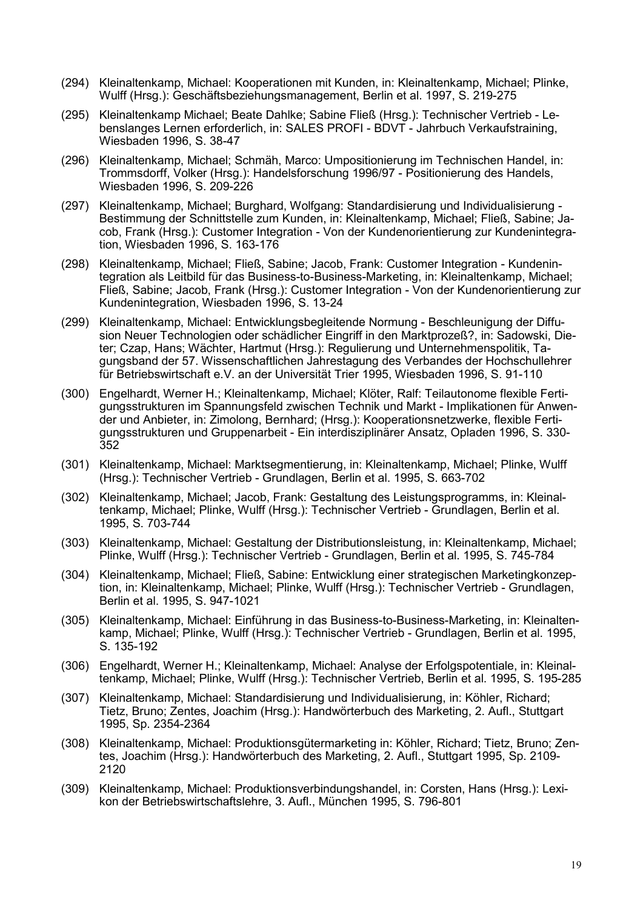(294) Kleinaltenkamp, Michael: Kooperationen mit Kunden, in: Kleinaltenkamp, Michael; Plinke, Wulff (Hrsg.): Geschäftsbeziehungsmanagement, Berlin et al. 1997, S. 219-275

(295) Kleinaltenkamp Michael; Beate Dahlke; Sabine Fließ (Hrsg.): Technischer Vertrieb - Lebenslanges Lernen erforderlich, in: SALES PROFI - BDVT - Jahrbuch Verkaufstraining, Wiesbaden 1996, S. 38-47

(296) Kleinaltenkamp, Michael; Schmäh, Marco: Umpositionierung im Technischen Handel, in: Trommsdorff, Volker (Hrsg.): Handelsforschung 1996/97 - Positionierung des Handels, Wiesbaden 1996, S. 209-226

(297) Kleinaltenkamp, Michael; Burghard, Wolfgang: Standardisierung und Individualisierung - Bestimmung der Schnittstelle zum Kunden, in: Kleinaltenkamp, Michael; Fließ, Sabine; Jacob, Frank (Hrsg.): Customer Integration - Von der Kundenorientierung zur Kundenintegration, Wiesbaden 1996, S. 163-176

(298) Kleinaltenkamp, Michael; Fließ, Sabine; Jacob, Frank: Customer Integration - Kundenintegration als Leitbild für das Business-to-Business-Marketing, in: Kleinaltenkamp, Michael; Fließ, Sabine; Jacob, Frank (Hrsg.): Customer Integration - Von der Kundenorientierung zur Kundenintegration, Wiesbaden 1996, S. 13-24

(299) Kleinaltenkamp, Michael: Entwicklungsbegleitende Normung - Beschleunigung der Diffusion Neuer Technologien oder schädlicher Eingriff in den Marktprozeß?, in: Sadowski, Dieter; Czap, Hans; Wächter, Hartmut (Hrsg.): Regulierung und Unternehmenspolitik, Tagungsband der 57. Wissenschaftlichen Jahrestagung des Verbandes der Hochschullehrer für Betriebswirtschaft e.V. an der Universität Trier 1995, Wiesbaden 1996, S. 91-110

(300) Engelhardt, Werner H.; Kleinaltenkamp, Michael; Klöter, Ralf: Teilautonome flexible Fertigungsstrukturen im Spannungsfeld zwischen Technik und Markt - Implikationen für Anwender und Anbieter, in: Zimolong, Bernhard; (Hrsg.): Kooperationsnetzwerke, flexible Fertigungsstrukturen und Gruppenarbeit - Ein interdisziplinärer Ansatz, Opladen 1996, S. 330-352

(301) Kleinaltenkamp, Michael: Marktsegmentierung, in: Kleinaltenkamp, Michael; Plinke, Wulff (Hrsg.): Technischer Vertrieb - Grundlagen, Berlin et al. 1995, S. 663-702

(302) Kleinaltenkamp, Michael; Jacob, Frank: Gestaltung des Leistungsprogramms, in: Kleinaltenkamp, Michael; Plinke, Wulff (Hrsg.): Technischer Vertrieb - Grundlagen, Berlin et al. 1995, S. 703-744

(303) Kleinaltenkamp, Michael: Gestaltung der Distributionsleistung, in: Kleinaltenkamp, Michael; Plinke, Wulff (Hrsg.): Technischer Vertrieb - Grundlagen, Berlin et al. 1995, S. 745-784

(304) Kleinaltenkamp, Michael; Fließ, Sabine: Entwicklung einer strategischen Marketingkonzeption, in: Kleinaltenkamp, Michael; Plinke, Wulff (Hrsg.): Technischer Vertrieb - Grundlagen, Berlin et al. 1995, S. 947-1021

(305) Kleinaltenkamp, Michael: Einführung in das Business-to-Business-Marketing, in: Kleinaltenkamp, Michael; Plinke, Wulff (Hrsg.): Technischer Vertrieb - Grundlagen, Berlin et al. 1995, S. 135-192

(306) Engelhardt, Werner H.; Kleinaltenkamp, Michael: Analyse der Erfolgspotentiale, in: Kleinaltenkamp, Michael; Plinke, Wulff (Hrsg.): Technischer Vertrieb, Berlin et al. 1995, S. 195-285

(307) Kleinaltenkamp, Michael: Standardisierung und Individualisierung, in: Köhler, Richard; Tietz, Bruno; Zentes, Joachim (Hrsg.): Handwörterbuch des Marketing, 2. Aufl., Stuttgart 1995, Sp. 2354-2364

(308) Kleinaltenkamp, Michael: Produktionsgütermarketing in: Köhler, Richard; Tietz, Bruno; Zentes, Joachim (Hrsg.): Handwörterbuch des Marketing, 2. Aufl., Stuttgart 1995, Sp. 2109-2120

(309) Kleinaltenkamp, Michael: Produktionsverbindungshandel, in: Corsten, Hans (Hrsg.): Lexikon der Betriebswirtschaftslehre, 3. Aufl., München 1995, S. 796-801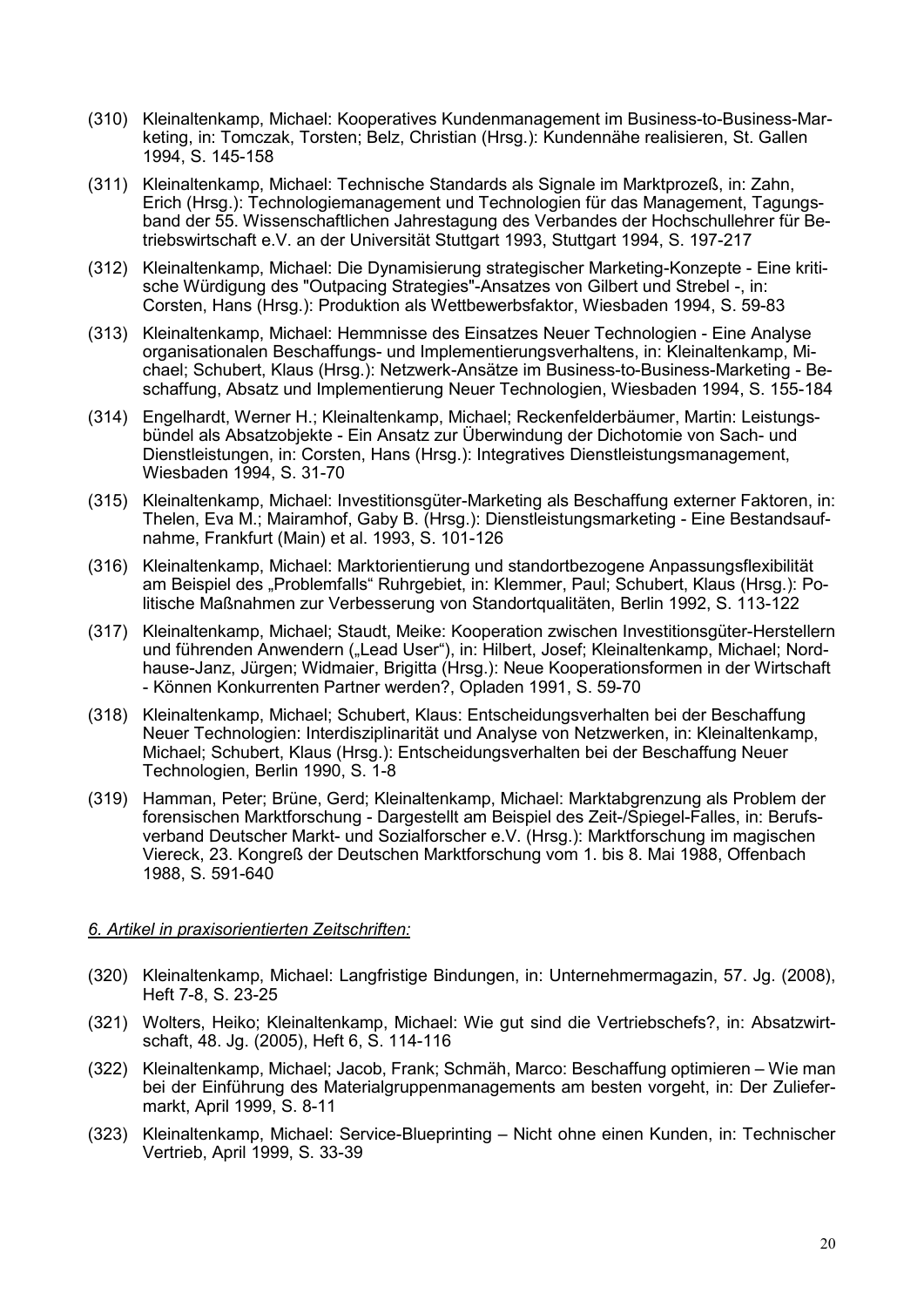(310) Kleinaltenkamp, Michael: Kooperatives Kundenmanagement im Business-to-Business-Marketing, in: Tomczak, Torsten; Belz, Christian (Hrsg.): Kundennähe realisieren, St. Gallen 1994, S. 145-158

(311) Kleinaltenkamp, Michael: Technische Standards als Signale im Marktprozeß, in: Zahn, Erich (Hrsg.): Technologiemanagement und Technologien für das Management, Tagungsband der 55. Wissenschaftlichen Jahrestagung des Verbandes der Hochschullehrer für Betriebswirtschaft e.V. an der Universität Stuttgart 1993, Stuttgart 1994, S. 197-217

(312) Kleinaltenkamp, Michael: Die Dynamisierung strategischer Marketing-Konzepte - Eine kritische Würdigung des "Outpacing Strategies"-Ansatzes von Gilbert und Strebel -, in: Corsten, Hans (Hrsg.): Produktion als Wettbewerbsfaktor, Wiesbaden 1994, S. 59-83

(313) Kleinaltenkamp, Michael: Hemmnisse des Einsatzes Neuer Technologien - Eine Analyse organisationalen Beschaffungs- und Implementierungsverhaltens, in: Kleinaltenkamp, Michael; Schubert, Klaus (Hrsg.): Netzwerk-Ansätze im Business-to-Business-Marketing - Beschaffung, Absatz und Implementierung Neuer Technologien, Wiesbaden 1994, S. 155-184

(314) Engelhardt, Werner H.; Kleinaltenkamp, Michael; Reckenfelderbäumer, Martin: Leistungsbündel als Absatzobjekte - Ein Ansatz zur Überwindung der Dichotomie von Sach- und Dienstleistungen, in: Corsten, Hans (Hrsg.): Integratives Dienstleistungsmanagement, Wiesbaden 1994, S. 31-70

(315) Kleinaltenkamp, Michael: Investitionsgüter-Marketing als Beschaffung externer Faktoren, in: Thelen, Eva M.; Mairamhof, Gaby B. (Hrsg.): Dienstleistungsmarketing - Eine Bestandsaufnahme, Frankfurt (Main) et al. 1993, S. 101-126

(316) Kleinaltenkamp, Michael: Marktorientierung und standortbezogene Anpassungsflexibilität am Beispiel des „Problemfalls" Ruhrgebiet, in: Klemmer, Paul; Schubert, Klaus (Hrsg.): Politische Maßnahmen zur Verbesserung von Standortqualitäten, Berlin 1992, S. 113-122

(317) Kleinaltenkamp, Michael; Staudt, Meike: Kooperation zwischen Investitionsgüter-Herstellern und führenden Anwendern („Lead User"), in: Hilbert, Josef; Kleinaltenkamp, Michael; Nordhause-Janz, Jürgen; Widmaier, Brigitta (Hrsg.): Neue Kooperationsformen in der Wirtschaft - Können Konkurrenten Partner werden?, Opladen 1991, S. 59-70

(318) Kleinaltenkamp, Michael; Schubert, Klaus: Entscheidungsverhalten bei der Beschaffung Neuer Technologien: Interdisziplinarität und Analyse von Netzwerken, in: Kleinaltenkamp, Michael; Schubert, Klaus (Hrsg.): Entscheidungsverhalten bei der Beschaffung Neuer Technologien, Berlin 1990, S. 1-8

(319) Hamman, Peter; Brüne, Gerd; Kleinaltenkamp, Michael: Marktabgrenzung als Problem der forensischen Marktforschung - Dargestellt am Beispiel des Zeit-/Spiegel-Falles, in: Berufsverband Deutscher Markt- und Sozialforscher e.V. (Hrsg.): Marktforschung im magischen Viereck, 23. Kongreß der Deutschen Marktforschung vom 1. bis 8. Mai 1988, Offenbach 1988, S. 591-640

## *6. Artikel in praxisorientierten Zeitschriften:*

(320) Kleinaltenkamp, Michael: Langfristige Bindungen, in: Unternehmermagazin, 57. Jg. (2008), Heft 7-8, S. 23-25

(321) Wolters, Heiko; Kleinaltenkamp, Michael: Wie gut sind die Vertriebschefs?, in: Absatzwirtschaft, 48. Jg. (2005), Heft 6, S. 114-116

(322) Kleinaltenkamp, Michael; Jacob, Frank; Schmäh, Marco: Beschaffung optimieren – Wie man bei der Einführung des Materialgruppenmanagements am besten vorgeht, in: Der Zuliefermarkt, April 1999, S. 8-11

(323) Kleinaltenkamp, Michael: Service-Blueprinting – Nicht ohne einen Kunden, in: Technischer Vertrieb, April 1999, S. 33-39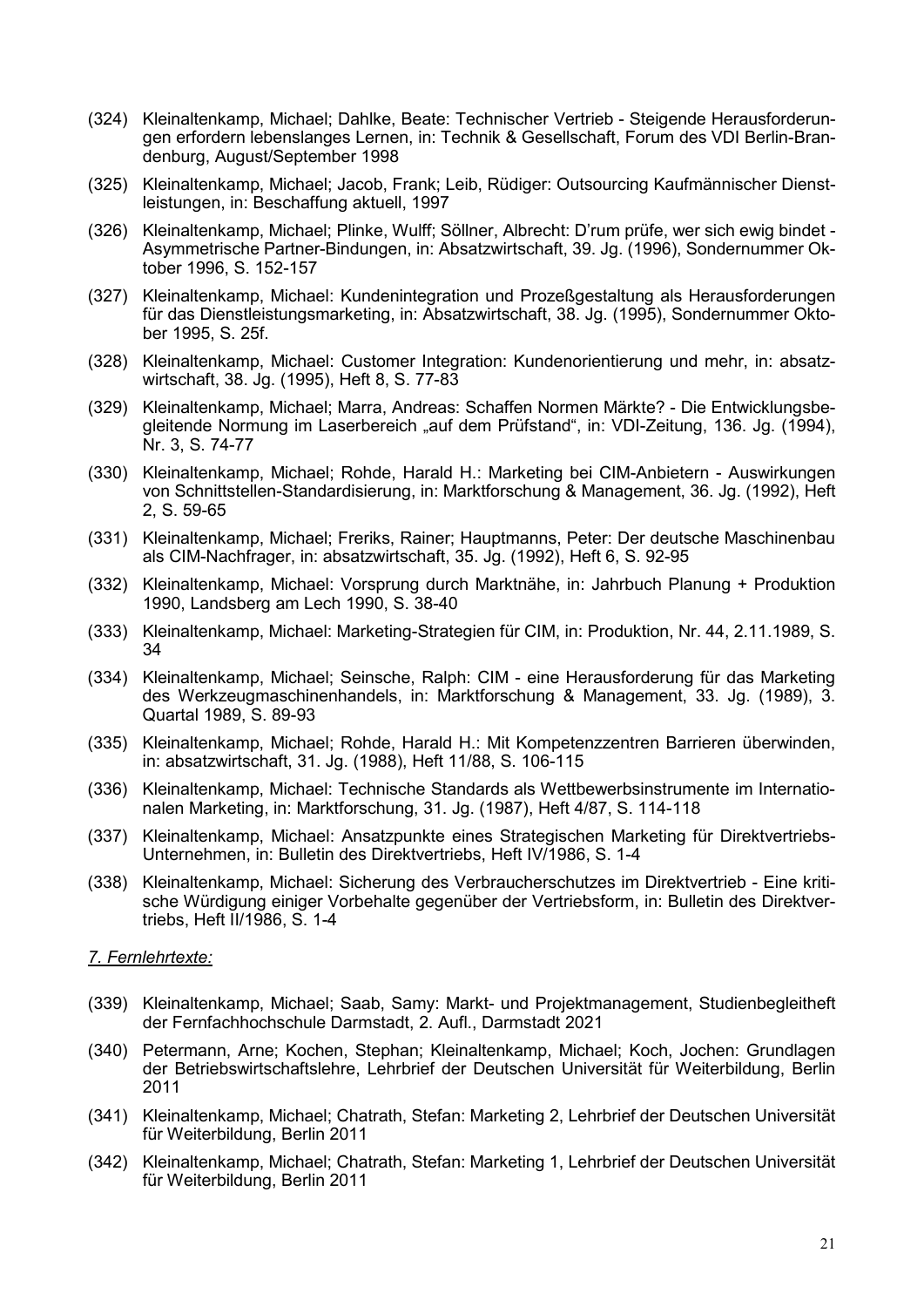(324) Kleinaltenkamp, Michael; Dahlke, Beate: Technischer Vertrieb - Steigende Herausforderungen erfordern lebenslanges Lernen, in: Technik & Gesellschaft, Forum des VDI Berlin-Brandenburg, August/September 1998

(325) Kleinaltenkamp, Michael; Jacob, Frank; Leib, Rüdiger: Outsourcing Kaufmännischer Dienstleistungen, in: Beschaffung aktuell, 1997

(326) Kleinaltenkamp, Michael; Plinke, Wulff; Söllner, Albrecht: D'rum prüfe, wer sich ewig bindet - Asymmetrische Partner-Bindungen, in: Absatzwirtschaft, 39. Jg. (1996), Sondernummer Oktober 1996, S. 152-157

(327) Kleinaltenkamp, Michael: Kundenintegration und Prozeßgestaltung als Herausforderungen für das Dienstleistungsmarketing, in: Absatzwirtschaft, 38. Jg. (1995), Sondernummer Oktober 1995, S. 25f.

(328) Kleinaltenkamp, Michael: Customer Integration: Kundenorientierung und mehr, in: absatzwirtschaft, 38. Jg. (1995), Heft 8, S. 77-83

(329) Kleinaltenkamp, Michael; Marra, Andreas: Schaffen Normen Märkte? - Die Entwicklungsbegleitende Normung im Laserbereich „auf dem Prüfstand", in: VDI-Zeitung, 136. Jg. (1994), Nr. 3, S. 74-77

(330) Kleinaltenkamp, Michael; Rohde, Harald H.: Marketing bei CIM-Anbietern - Auswirkungen von Schnittstellen-Standardisierung, in: Marktforschung & Management, 36. Jg. (1992), Heft 2, S. 59-65

(331) Kleinaltenkamp, Michael; Freriks, Rainer; Hauptmanns, Peter: Der deutsche Maschinenbau als CIM-Nachfrager, in: absatzwirtschaft, 35. Jg. (1992), Heft 6, S. 92-95

(332) Kleinaltenkamp, Michael: Vorsprung durch Marktnähe, in: Jahrbuch Planung + Produktion 1990, Landsberg am Lech 1990, S. 38-40

(333) Kleinaltenkamp, Michael: Marketing-Strategien für CIM, in: Produktion, Nr. 44, 2.11.1989, S. 34

(334) Kleinaltenkamp, Michael; Seinsche, Ralph: CIM - eine Herausforderung für das Marketing des Werkzeugmaschinenhandels, in: Marktforschung & Management, 33. Jg. (1989), 3. Quartal 1989, S. 89-93

(335) Kleinaltenkamp, Michael; Rohde, Harald H.: Mit Kompetenzzentren Barrieren überwinden, in: absatzwirtschaft, 31. Jg. (1988), Heft 11/88, S. 106-115

(336) Kleinaltenkamp, Michael: Technische Standards als Wettbewerbsinstrumente im Internationalen Marketing, in: Marktforschung, 31. Jg. (1987), Heft 4/87, S. 114-118

(337) Kleinaltenkamp, Michael: Ansatzpunkte eines Strategischen Marketing für Direktvertriebs-Unternehmen, in: Bulletin des Direktvertriebs, Heft IV/1986, S. 1-4

(338) Kleinaltenkamp, Michael: Sicherung des Verbraucherschutzes im Direktvertrieb - Eine kritische Würdigung einiger Vorbehalte gegenüber der Vertriebsform, in: Bulletin des Direktvertriebs, Heft II/1986, S. 1-4

*7. Fernlehrtexte:*

(339) Kleinaltenkamp, Michael; Saab, Samy: Markt- und Projektmanagement, Studienbegleitheft der Fernfachhochschule Darmstadt, 2. Aufl., Darmstadt 2021

(340) Petermann, Arne; Kochen, Stephan; Kleinaltenkamp, Michael; Koch, Jochen: Grundlagen der Betriebswirtschaftslehre, Lehrbrief der Deutschen Universität für Weiterbildung, Berlin 2011

(341) Kleinaltenkamp, Michael; Chatrath, Stefan: Marketing 2, Lehrbrief der Deutschen Universität für Weiterbildung, Berlin 2011

(342) Kleinaltenkamp, Michael; Chatrath, Stefan: Marketing 1, Lehrbrief der Deutschen Universität für Weiterbildung, Berlin 2011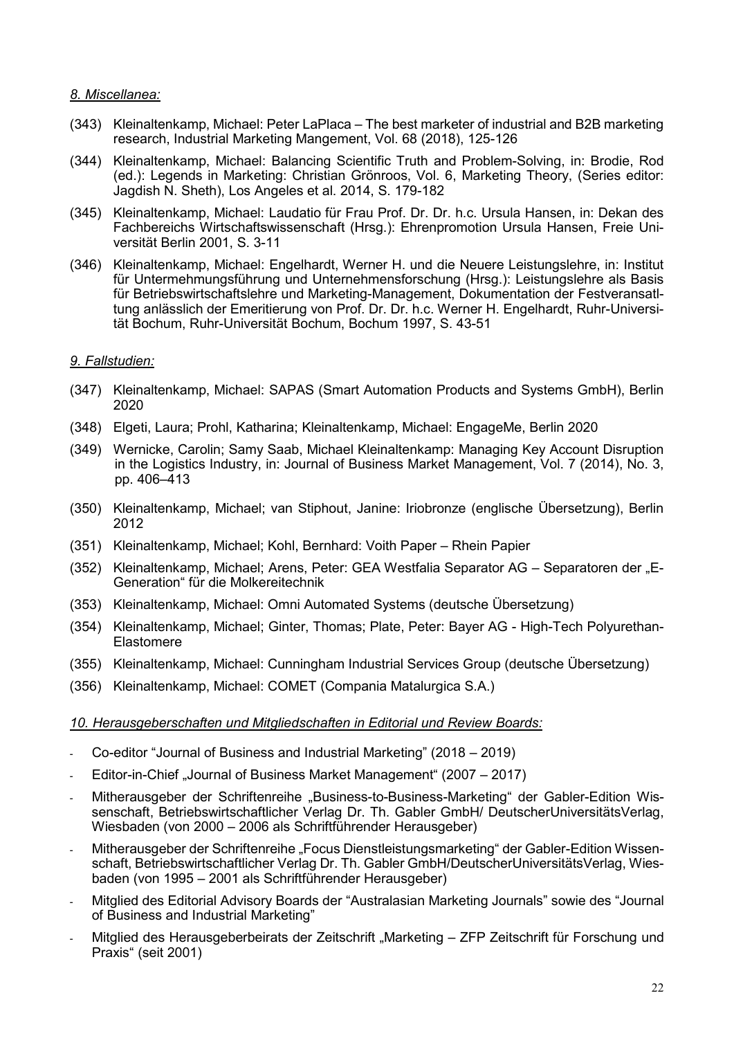*8. Miscellanea:*

(343) Kleinaltenkamp, Michael: Peter LaPlaca – The best marketer of industrial and B2B marketing research, Industrial Marketing Mangement, Vol. 68 (2018), 125-126

(344) Kleinaltenkamp, Michael: Balancing Scientific Truth and Problem-Solving, in: Brodie, Rod (ed.): Legends in Marketing: Christian Grönroos, Vol. 6, Marketing Theory, (Series editor: Jagdish N. Sheth), Los Angeles et al. 2014, S. 179-182

(345) Kleinaltenkamp, Michael: Laudatio für Frau Prof. Dr. Dr. h.c. Ursula Hansen, in: Dekan des Fachbereichs Wirtschaftswissenschaft (Hrsg.): Ehrenpromotion Ursula Hansen, Freie Universität Berlin 2001, S. 3-11

(346) Kleinaltenkamp, Michael: Engelhardt, Werner H. und die Neuere Leistungslehre, in: Institut für Untermehmungsführung und Unternehmensforschung (Hrsg.): Leistungslehre als Basis für Betriebswirtschaftslehre und Marketing-Management, Dokumentation der Festveranstaltung anlässlich der Emeritierung von Prof. Dr. Dr. h.c. Werner H. Engelhardt, Ruhr-Universität Bochum, Ruhr-Universität Bochum, Bochum 1997, S. 43-51

*9. Fallstudien:*

(347) Kleinaltenkamp, Michael: SAPAS (Smart Automation Products and Systems GmbH), Berlin 2020

(348) Elgeti, Laura; Prohl, Katharina; Kleinaltenkamp, Michael: EngageMe, Berlin 2020

(349) Wernicke, Carolin; Samy Saab, Michael Kleinaltenkamp: Managing Key Account Disruption in the Logistics Industry, in: Journal of Business Market Management, Vol. 7 (2014), No. 3, pp. 406–413

(350) Kleinaltenkamp, Michael; van Stiphout, Janine: Iriobronze (englische Übersetzung), Berlin 2012

(351) Kleinaltenkamp, Michael; Kohl, Bernhard: Voith Paper – Rhein Papier

(352) Kleinaltenkamp, Michael; Arens, Peter: GEA Westfalia Separator AG – Separatoren der „E-Generation" für die Molkereitechnik

(353) Kleinaltenkamp, Michael: Omni Automated Systems (deutsche Übersetzung)

(354) Kleinaltenkamp, Michael; Ginter, Thomas; Plate, Peter: Bayer AG - High-Tech Polyurethan-Elastomere

(355) Kleinaltenkamp, Michael: Cunningham Industrial Services Group (deutsche Übersetzung)

(356) Kleinaltenkamp, Michael: COMET (Compania Matalurgica S.A.)

*10. Herausgeberschaften und Mitgliedschaften in Editorial und Review Boards:*

- Co-editor "Journal of Business and Industrial Marketing" (2018 – 2019)
- Editor-in-Chief „Journal of Business Market Management" (2007 – 2017)
- Mitherausgeber der Schriftenreihe „Business-to-Business-Marketing" der Gabler-Edition Wissenschaft, Betriebswirtschaftlicher Verlag Dr. Th. Gabler GmbH/ DeutscherUniversitätsVerlag, Wiesbaden (von 2000 – 2006 als Schriftführender Herausgeber)
- Mitherausgeber der Schriftenreihe „Focus Dienstleistungsmarketing" der Gabler-Edition Wissenschaft, Betriebswirtschaftlicher Verlag Dr. Th. Gabler GmbH/DeutscherUniversitätsVerlag, Wiesbaden (von 1995 – 2001 als Schriftführender Herausgeber)
- Mitglied des Editorial Advisory Boards der "Australasian Marketing Journals" sowie des "Journal of Business and Industrial Marketing"
- Mitglied des Herausgeberbeirats der Zeitschrift „Marketing – ZFP Zeitschrift für Forschung und Praxis" (seit 2001)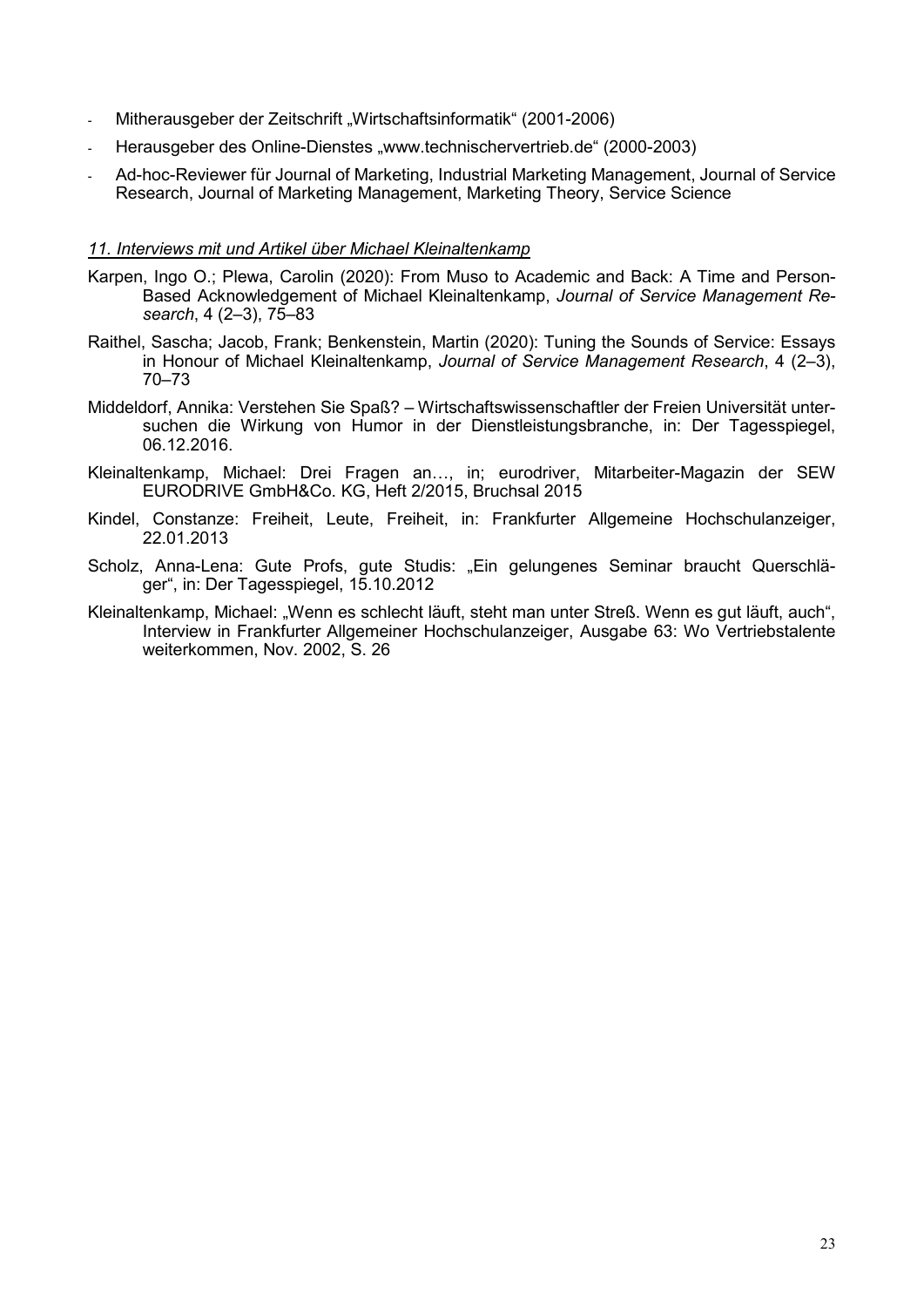- Mitherausgeber der Zeitschrift „Wirtschaftsinformatik" (2001-2006)
- Herausgeber des Online-Dienstes „www.technischervertrieb.de" (2000-2003)
- Ad-hoc-Reviewer für Journal of Marketing, Industrial Marketing Management, Journal of Service Research, Journal of Marketing Management, Marketing Theory, Service Science

### *11. Interviews mit und Artikel über Michael Kleinaltenkamp*

Karpen, Ingo O.; Plewa, Carolin (2020): From Muso to Academic and Back: A Time and Person-Based Acknowledgement of Michael Kleinaltenkamp, *Journal of Service Management Research*, 4 (2–3), 75–83

Raithel, Sascha; Jacob, Frank; Benkenstein, Martin (2020): Tuning the Sounds of Service: Essays in Honour of Michael Kleinaltenkamp, *Journal of Service Management Research*, 4 (2–3), 70–73

Middeldorf, Annika: Verstehen Sie Spaß? – Wirtschaftswissenschaftler der Freien Universität untersuchen die Wirkung von Humor in der Dienstleistungsbranche, in: Der Tagesspiegel, 06.12.2016.

Kleinaltenkamp, Michael: Drei Fragen an…, in; eurodriver, Mitarbeiter-Magazin der SEW EURODRIVE GmbH&Co. KG, Heft 2/2015, Bruchsal 2015

Kindel, Constanze: Freiheit, Leute, Freiheit, in: Frankfurter Allgemeine Hochschulanzeiger, 22.01.2013

Scholz, Anna-Lena: Gute Profs, gute Studis: „Ein gelungenes Seminar braucht Querschläger", in: Der Tagesspiegel, 15.10.2012

Kleinaltenkamp, Michael: „Wenn es schlecht läuft, steht man unter Streß. Wenn es gut läuft, auch", Interview in Frankfurter Allgemeiner Hochschulanzeiger, Ausgabe 63: Wo Vertriebstalente weiterkommen, Nov. 2002, S. 26